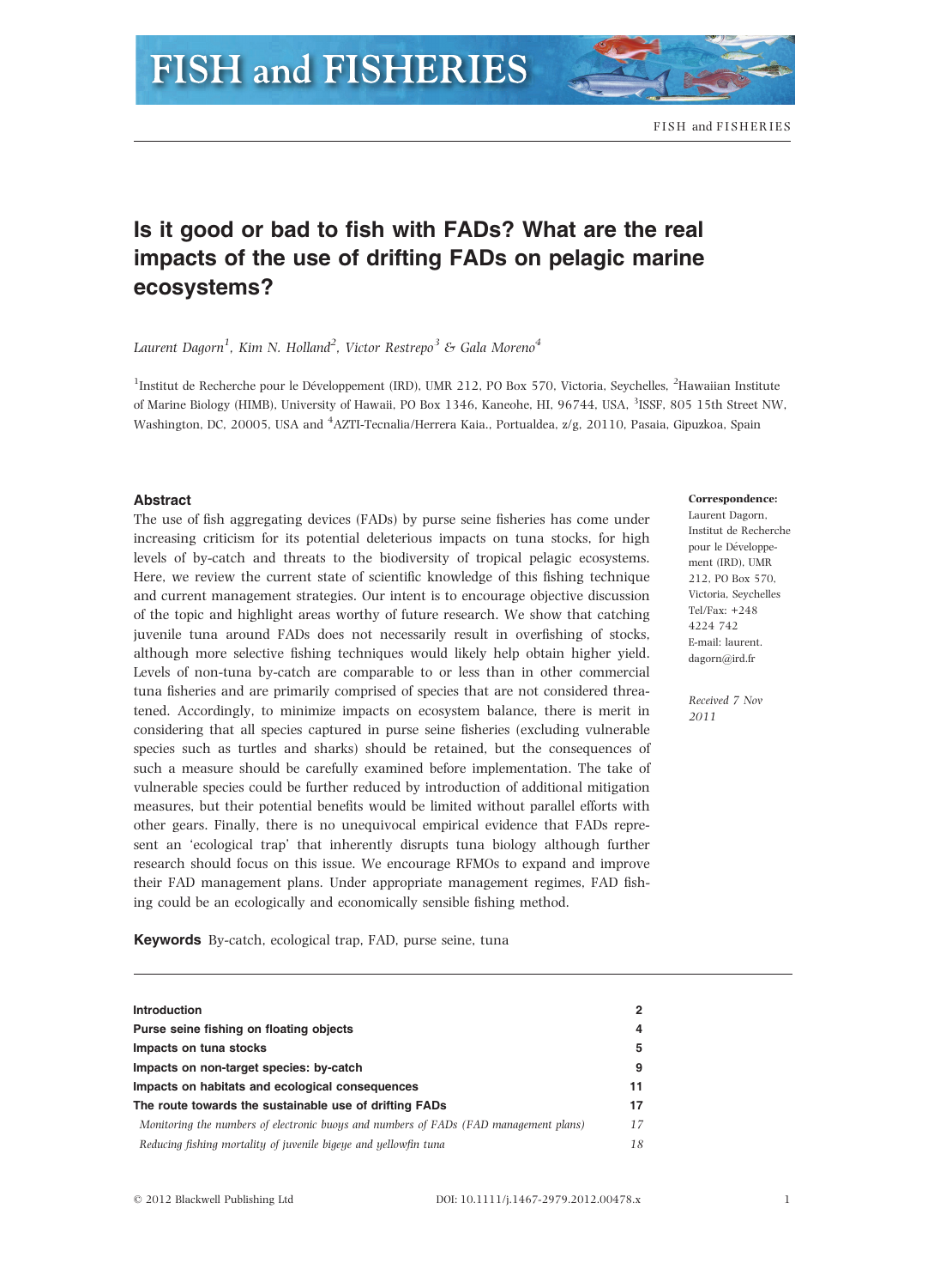# Is it good or bad to fish with FADs? What are the real impacts of the use of drifting FADs on pelagic marine ecosystems?

*Laurent Dagorn[1], Kim N. Holland[2], Victor Restrepo[3] & Gala Moreno[4]*

[1]Institut de Recherche pour le Développement (IRD), UMR 212, PO Box 570, Victoria, Seychelles, [2]Hawaiian Institute of Marine Biology (HIMB), University of Hawaii, PO Box 1346, Kaneohe, HI, 96744, USA, [3]ISSF, 805 15th Street NW, Washington, DC, 20005, USA and [4]AZTI-Tecnalia/Herrera Kaia., Portualdea, z/g, 20110, Pasaia, Gipuzkoa, Spain

## Abstract

The use of fish aggregating devices (FADs) by purse seine fisheries has come under increasing criticism for its potential deleterious impacts on tuna stocks, for high levels of by-catch and threats to the biodiversity of tropical pelagic ecosystems. Here, we review the current state of scientific knowledge of this fishing technique and current management strategies. Our intent is to encourage objective discussion of the topic and highlight areas worthy of future research. We show that catching juvenile tuna around FADs does not necessarily result in overfishing of stocks, although more selective fishing techniques would likely help obtain higher yield. Levels of non-tuna by-catch are comparable to or less than in other commercial tuna fisheries and are primarily comprised of species that are not considered threatened. Accordingly, to minimize impacts on ecosystem balance, there is merit in considering that all species captured in purse seine fisheries (excluding vulnerable species such as turtles and sharks) should be retained, but the consequences of such a measure should be carefully examined before implementation. The take of vulnerable species could be further reduced by introduction of additional mitigation measures, but their potential benefits would be limited without parallel efforts with other gears. Finally, there is no unequivocal empirical evidence that FADs represent an 'ecological trap' that inherently disrupts tuna biology although further research should focus on this issue. We encourage RFMOs to expand and improve their FAD management plans. Under appropriate management regimes, FAD fishing could be an ecologically and economically sensible fishing method.

**Correspondence:**
Laurent Dagorn, Institut de Recherche pour le Développement (IRD), UMR 212, PO Box 570, Victoria, Seychelles
Tel/Fax: +248 4224 742
E-mail: laurent.dagorn@ird.fr

*Received 7 Nov 2011*

**Keywords** By-catch, ecological trap, FAD, purse seine, tuna

| | |
|---|---|
| **Introduction** | **2** |
| **Purse seine fishing on floating objects** | **4** |
| **Impacts on tuna stocks** | **5** |
| **Impacts on non-target species: by-catch** | **9** |
| **Impacts on habitats and ecological consequences** | **11** |
| **The route towards the sustainable use of drifting FADs** | **17** |
| *Monitoring the numbers of electronic buoys and numbers of FADs (FAD management plans)* | *17* |
| *Reducing fishing mortality of juvenile bigeye and yellowfin tuna* | *18* |

© 2012 Blackwell Publishing Ltd DOI: 10.1111/j.1467-2979.2012.00478.x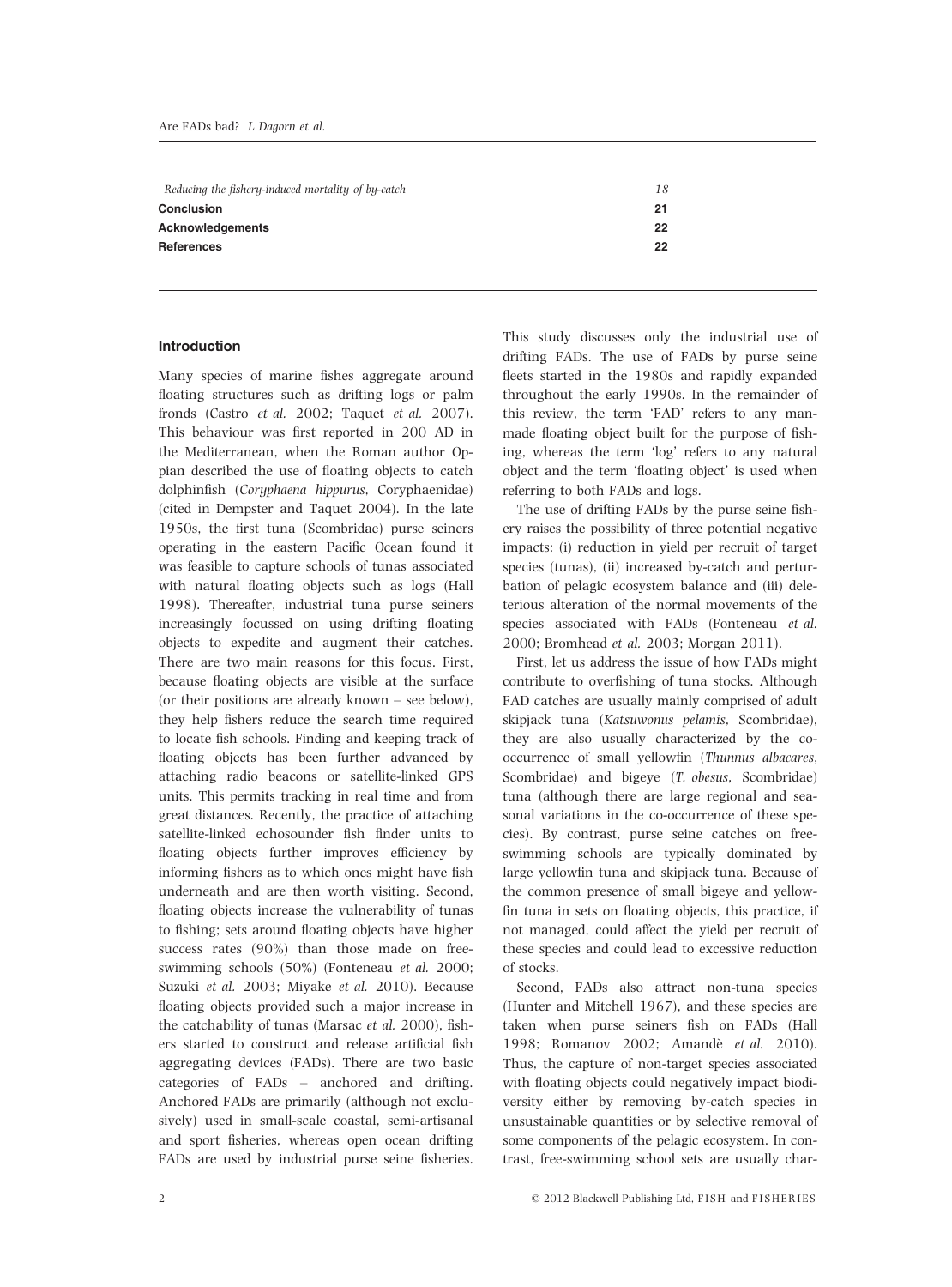| | |
|---|---|
| *Reducing the fishery-induced mortality of by-catch* | *18* |
| **Conclusion** | **21** |
| **Acknowledgements** | **22** |
| **References** | **22** |

### Introduction

Many species of marine fishes aggregate around floating structures such as drifting logs or palm fronds (Castro *et al.* 2002; Taquet *et al.* 2007). This behaviour was first reported in 200 AD in the Mediterranean, when the Roman author Oppian described the use of floating objects to catch dolphinfish (*Coryphaena hippurus*, Coryphaenidae) (cited in Dempster and Taquet 2004). In the late 1950s, the first tuna (Scombridae) purse seiners operating in the eastern Pacific Ocean found it was feasible to capture schools of tunas associated with natural floating objects such as logs (Hall 1998). Thereafter, industrial tuna purse seiners increasingly focussed on using drifting floating objects to expedite and augment their catches. There are two main reasons for this focus. First, because floating objects are visible at the surface (or their positions are already known – see below), they help fishers reduce the search time required to locate fish schools. Finding and keeping track of floating objects has been further advanced by attaching radio beacons or satellite-linked GPS units. This permits tracking in real time and from great distances. Recently, the practice of attaching satellite-linked echosounder fish finder units to floating objects further improves efficiency by informing fishers as to which ones might have fish underneath and are then worth visiting. Second, floating objects increase the vulnerability of tunas to fishing; sets around floating objects have higher success rates (90%) than those made on free-swimming schools (50%) (Fonteneau *et al.* 2000; Suzuki *et al.* 2003; Miyake *et al.* 2010). Because floating objects provided such a major increase in the catchability of tunas (Marsac *et al.* 2000), fishers started to construct and release artificial fish aggregating devices (FADs). There are two basic categories of FADs – anchored and drifting. Anchored FADs are primarily (although not exclusively) used in small-scale coastal, semi-artisanal and sport fisheries, whereas open ocean drifting FADs are used by industrial purse seine fisheries. This study discusses only the industrial use of drifting FADs. The use of FADs by purse seine fleets started in the 1980s and rapidly expanded throughout the early 1990s. In the remainder of this review, the term 'FAD' refers to any man-made floating object built for the purpose of fishing, whereas the term 'log' refers to any natural object and the term 'floating object' is used when referring to both FADs and logs.

The use of drifting FADs by the purse seine fishery raises the possibility of three potential negative impacts: (i) reduction in yield per recruit of target species (tunas), (ii) increased by-catch and perturbation of pelagic ecosystem balance and (iii) deleterious alteration of the normal movements of the species associated with FADs (Fonteneau *et al.* 2000; Bromhead *et al.* 2003; Morgan 2011).

First, let us address the issue of how FADs might contribute to overfishing of tuna stocks. Although FAD catches are usually mainly comprised of adult skipjack tuna (*Katsuwonus pelamis*, Scombridae), they are also usually characterized by the co-occurrence of small yellowfin (*Thunnus albacares*, Scombridae) and bigeye (*T. obesus*, Scombridae) tuna (although there are large regional and seasonal variations in the co-occurrence of these species). By contrast, purse seine catches on free-swimming schools are typically dominated by large yellowfin tuna and skipjack tuna. Because of the common presence of small bigeye and yellowfin tuna in sets on floating objects, this practice, if not managed, could affect the yield per recruit of these species and could lead to excessive reduction of stocks.

Second, FADs also attract non-tuna species (Hunter and Mitchell 1967), and these species are taken when purse seiners fish on FADs (Hall 1998; Romanov 2002; Amandè *et al.* 2010). Thus, the capture of non-target species associated with floating objects could negatively impact biodiversity either by removing by-catch species in unsustainable quantities or by selective removal of some components of the pelagic ecosystem. In contrast, free-swimming school sets are usually char-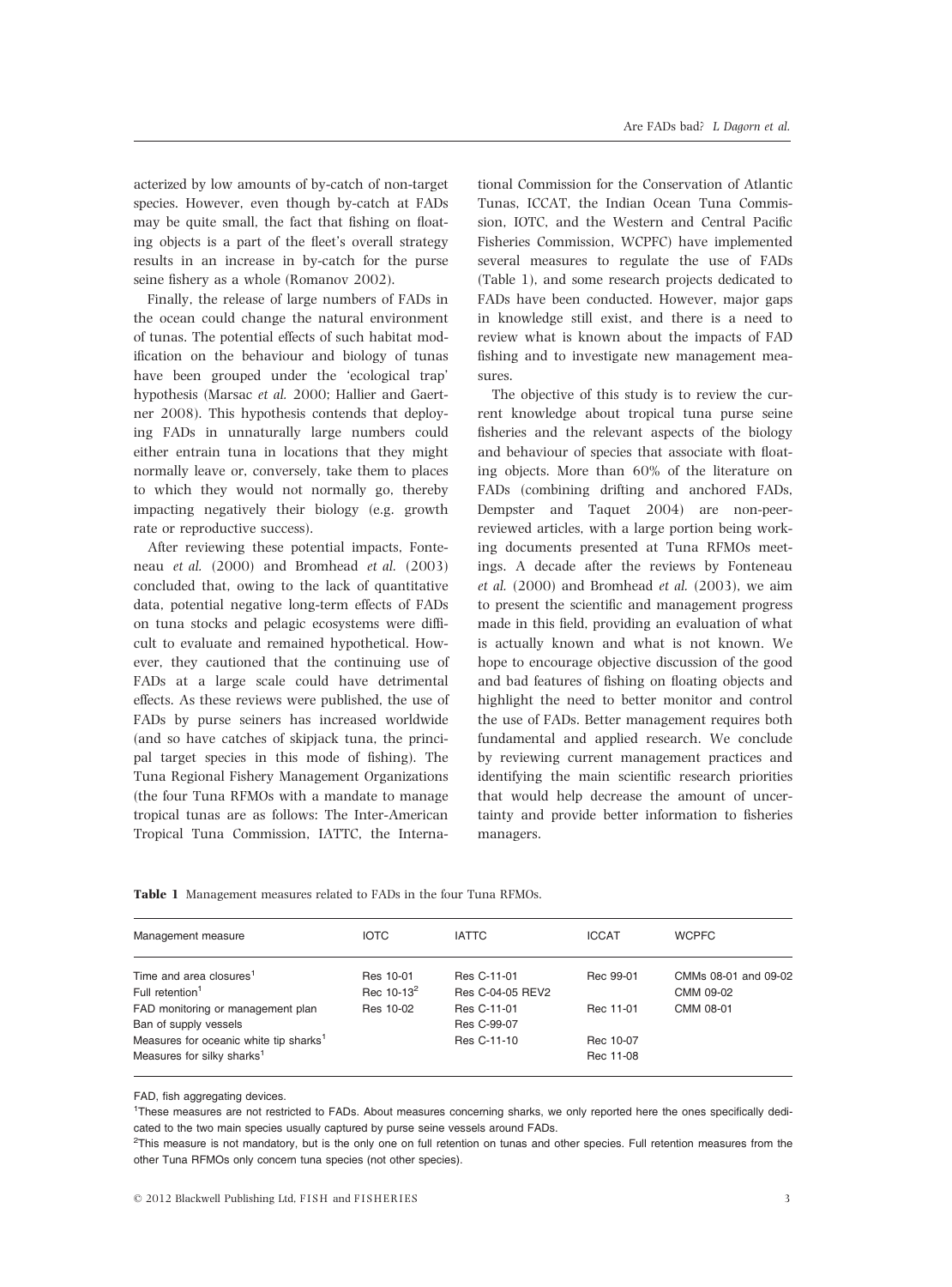acterized by low amounts of by-catch of non-target species. However, even though by-catch at FADs may be quite small, the fact that fishing on floating objects is a part of the fleet's overall strategy results in an increase in by-catch for the purse seine fishery as a whole (Romanov 2002).

Finally, the release of large numbers of FADs in the ocean could change the natural environment of tunas. The potential effects of such habitat modification on the behaviour and biology of tunas have been grouped under the 'ecological trap' hypothesis (Marsac *et al.* 2000; Hallier and Gaertner 2008). This hypothesis contends that deploying FADs in unnaturally large numbers could either entrain tuna in locations that they might normally leave or, conversely, take them to places to which they would not normally go, thereby impacting negatively their biology (e.g. growth rate or reproductive success).

After reviewing these potential impacts, Fonteneau *et al.* (2000) and Bromhead *et al.* (2003) concluded that, owing to the lack of quantitative data, potential negative long-term effects of FADs on tuna stocks and pelagic ecosystems were difficult to evaluate and remained hypothetical. However, they cautioned that the continuing use of FADs at a large scale could have detrimental effects. As these reviews were published, the use of FADs by purse seiners has increased worldwide (and so have catches of skipjack tuna, the principal target species in this mode of fishing). The Tuna Regional Fishery Management Organizations (the four Tuna RFMOs with a mandate to manage tropical tunas are as follows: The Inter-American Tropical Tuna Commission, IATTC, the International Commission for the Conservation of Atlantic Tunas, ICCAT, the Indian Ocean Tuna Commission, IOTC, and the Western and Central Pacific Fisheries Commission, WCPFC) have implemented several measures to regulate the use of FADs (Table 1), and some research projects dedicated to FADs have been conducted. However, major gaps in knowledge still exist, and there is a need to review what is known about the impacts of FAD fishing and to investigate new management measures.

The objective of this study is to review the current knowledge about tropical tuna purse seine fisheries and the relevant aspects of the biology and behaviour of species that associate with floating objects. More than 60% of the literature on FADs (combining drifting and anchored FADs, Dempster and Taquet 2004) are non-peer-reviewed articles, with a large portion being working documents presented at Tuna RFMOs meetings. A decade after the reviews by Fonteneau *et al.* (2000) and Bromhead *et al.* (2003), we aim to present the scientific and management progress made in this field, providing an evaluation of what is actually known and what is not known. We hope to encourage objective discussion of the good and bad features of fishing on floating objects and highlight the need to better monitor and control the use of FADs. Better management requires both fundamental and applied research. We conclude by reviewing current management practices and identifying the main scientific research priorities that would help decrease the amount of uncertainty and provide better information to fisheries managers.

**Table 1** Management measures related to FADs in the four Tuna RFMOs.

| Management measure | IOTC | IATTC | ICCAT | WCPFC |
|---|---|---|---|---|
| Time and area closures[1] | Res 10-01 | Res C-11-01 | Rec 99-01 | CMMs 08-01 and 09-02 |
| Full retention[1] | Rec 10-13[2] | Res C-04-05 REV2 | | CMM 09-02 |
| FAD monitoring or management plan | Res 10-02 | Res C-11-01 | Rec 11-01 | CMM 08-01 |
| Ban of supply vessels | | Res C-99-07 | | |
| Measures for oceanic white tip sharks[1] | | Res C-11-10 | Rec 10-07 | |
| Measures for silky sharks[1] | | | Rec 11-08 | |

FAD, fish aggregating devices.

[1]These measures are not restricted to FADs. About measures concerning sharks, we only reported here the ones specifically dedicated to the two main species usually captured by purse seine vessels around FADs.

[2]This measure is not mandatory, but is the only one on full retention on tunas and other species. Full retention measures from the other Tuna RFMOs only concern tuna species (not other species).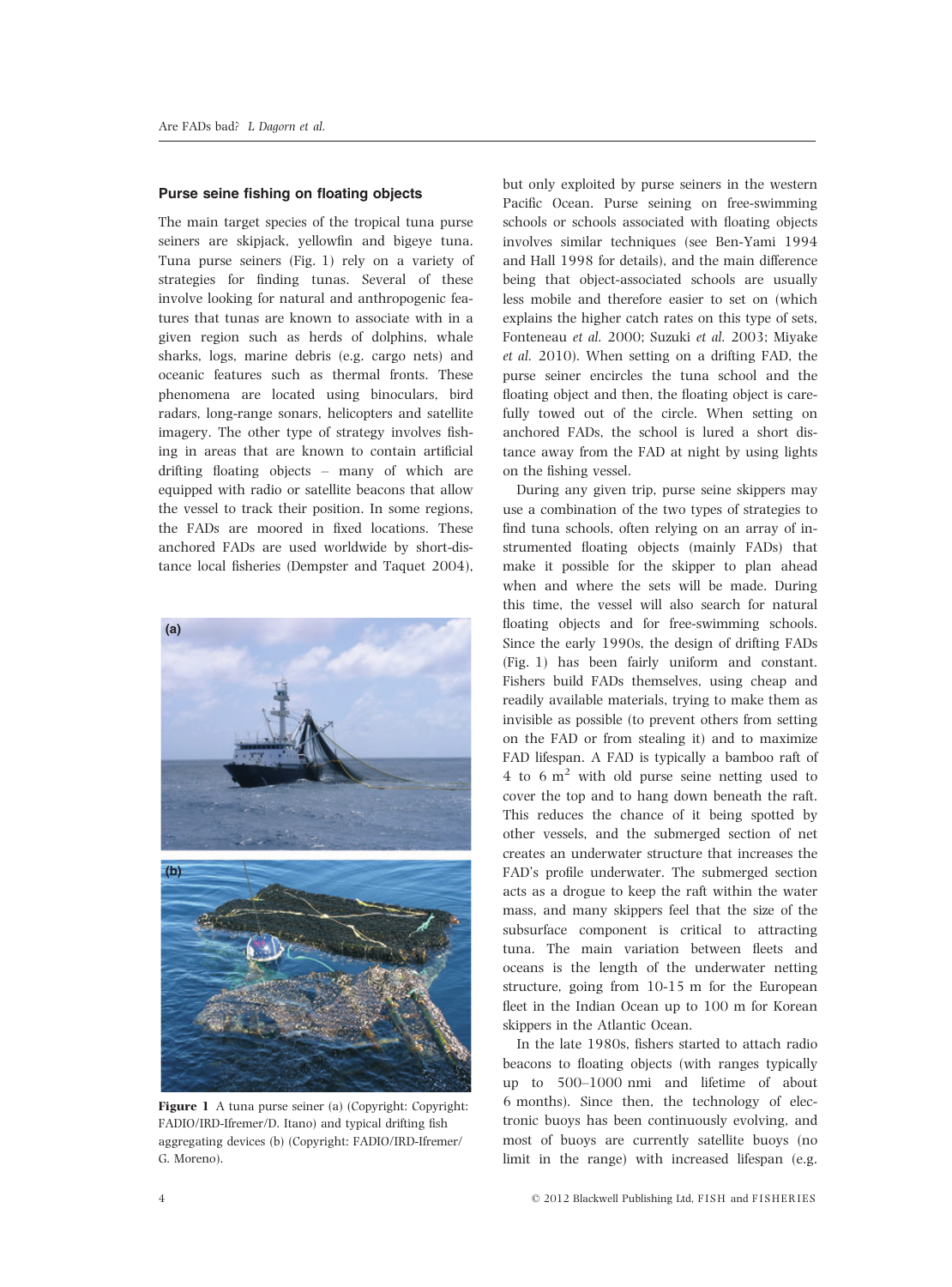## Purse seine fishing on floating objects

The main target species of the tropical tuna purse seiners are skipjack, yellowfin and bigeye tuna. Tuna purse seiners (Fig. 1) rely on a variety of strategies for finding tunas. Several of these involve looking for natural and anthropogenic features that tunas are known to associate with in a given region such as herds of dolphins, whale sharks, logs, marine debris (e.g. cargo nets) and oceanic features such as thermal fronts. These phenomena are located using binoculars, bird radars, long-range sonars, helicopters and satellite imagery. The other type of strategy involves fishing in areas that are known to contain artificial drifting floating objects – many of which are equipped with radio or satellite beacons that allow the vessel to track their position. In some regions, the FADs are moored in fixed locations. These anchored FADs are used worldwide by short-distance local fisheries (Dempster and Taquet 2004), but only exploited by purse seiners in the western Pacific Ocean. Purse seining on free-swimming schools or schools associated with floating objects involves similar techniques (see Ben-Yami 1994 and Hall 1998 for details), and the main difference being that object-associated schools are usually less mobile and therefore easier to set on (which explains the higher catch rates on this type of sets, Fonteneau *et al.* 2000; Suzuki *et al.* 2003; Miyake *et al.* 2010). When setting on a drifting FAD, the purse seiner encircles the tuna school and the floating object and then, the floating object is carefully towed out of the circle. When setting on anchored FADs, the school is lured a short distance away from the FAD at night by using lights on the fishing vessel.

Figure 1 A tuna purse seiner (a) (Copyright: Copyright: FADIO/IRD-Ifremer/D. Itano) and typical drifting fish aggregating devices (b) (Copyright: FADIO/IRD-Ifremer/G. Moreno).

During any given trip, purse seine skippers may use a combination of the two types of strategies to find tuna schools, often relying on an array of instrumented floating objects (mainly FADs) that make it possible for the skipper to plan ahead when and where the sets will be made. During this time, the vessel will also search for natural floating objects and for free-swimming schools. Since the early 1990s, the design of drifting FADs (Fig. 1) has been fairly uniform and constant. Fishers build FADs themselves, using cheap and readily available materials, trying to make them as invisible as possible (to prevent others from setting on the FAD or from stealing it) and to maximize FAD lifespan. A FAD is typically a bamboo raft of 4 to 6 $m^2$ with old purse seine netting used to cover the top and to hang down beneath the raft. This reduces the chance of it being spotted by other vessels, and the submerged section of net creates an underwater structure that increases the FAD's profile underwater. The submerged section acts as a drogue to keep the raft within the water mass, and many skippers feel that the size of the subsurface component is critical to attracting tuna. The main variation between fleets and oceans is the length of the underwater netting structure, going from 10-15 m for the European fleet in the Indian Ocean up to 100 m for Korean skippers in the Atlantic Ocean.

In the late 1980s, fishers started to attach radio beacons to floating objects (with ranges typically up to 500–1000 nmi and lifetime of about 6 months). Since then, the technology of electronic buoys has been continuously evolving, and most of buoys are currently satellite buoys (no limit in the range) with increased lifespan (e.g.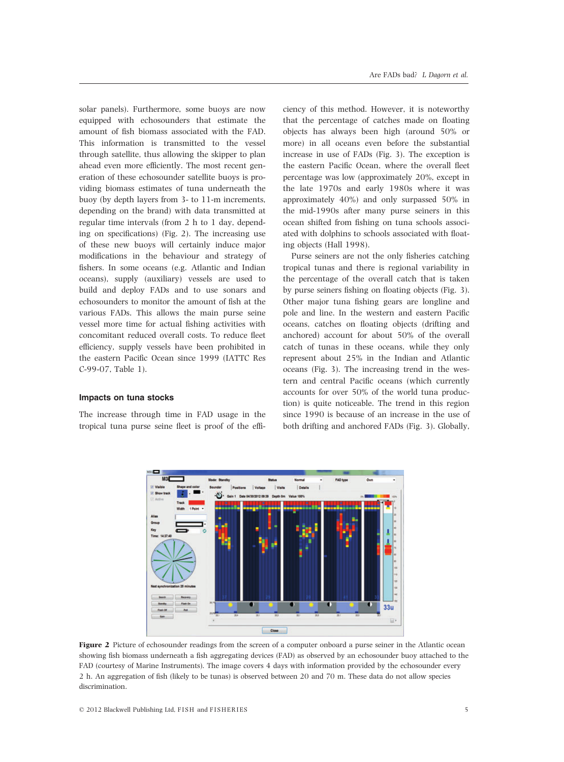solar panels). Furthermore, some buoys are now equipped with echosounders that estimate the amount of fish biomass associated with the FAD. This information is transmitted to the vessel through satellite, thus allowing the skipper to plan ahead even more efficiently. The most recent generation of these echosounder satellite buoys is providing biomass estimates of tuna underneath the buoy (by depth layers from 3- to 11-m increments, depending on the brand) with data transmitted at regular time intervals (from 2 h to 1 day, depending on specifications) (Fig. 2). The increasing use of these new buoys will certainly induce major modifications in the behaviour and strategy of fishers. In some oceans (e.g. Atlantic and Indian oceans), supply (auxiliary) vessels are used to build and deploy FADs and to use sonars and echosounders to monitor the amount of fish at the various FADs. This allows the main purse seine vessel more time for actual fishing activities with concomitant reduced overall costs. To reduce fleet efficiency, supply vessels have been prohibited in the eastern Pacific Ocean since 1999 (IATTC Res C-99-07, Table 1).

### Impacts on tuna stocks

The increase through time in FAD usage in the tropical tuna purse seine fleet is proof of the efficiency of this method. However, it is noteworthy that the percentage of catches made on floating objects has always been high (around 50% or more) in all oceans even before the substantial increase in use of FADs (Fig. 3). The exception is the eastern Pacific Ocean, where the overall fleet percentage was low (approximately 20%, except in the late 1970s and early 1980s where it was approximately 40%) and only surpassed 50% in the mid-1990s after many purse seiners in this ocean shifted from fishing on tuna schools associated with dolphins to schools associated with floating objects (Hall 1998).

Purse seiners are not the only fisheries catching tropical tunas and there is regional variability in the percentage of the overall catch that is taken by purse seiners fishing on floating objects (Fig. 3). Other major tuna fishing gears are longline and pole and line. In the western and eastern Pacific oceans, catches on floating objects (drifting and anchored) account for about 50% of the overall catch of tunas in these oceans, while they only represent about 25% in the Indian and Atlantic oceans (Fig. 3). The increasing trend in the western and central Pacific oceans (which currently accounts for over 50% of the world tuna production) is quite noticeable. The trend in this region since 1990 is because of an increase in the use of both drifting and anchored FADs (Fig. 3). Globally,

**Figure 2** Picture of echosounder readings from the screen of a computer onboard a purse seiner in the Atlantic ocean showing fish biomass underneath a fish aggregating devices (FAD) as observed by an echosounder buoy attached to the FAD (courtesy of Marine Instruments). The image covers 4 days with information provided by the echosounder every 2 h. An aggregation of fish (likely to be tunas) is observed between 20 and 70 m. These data do not allow species discrimination.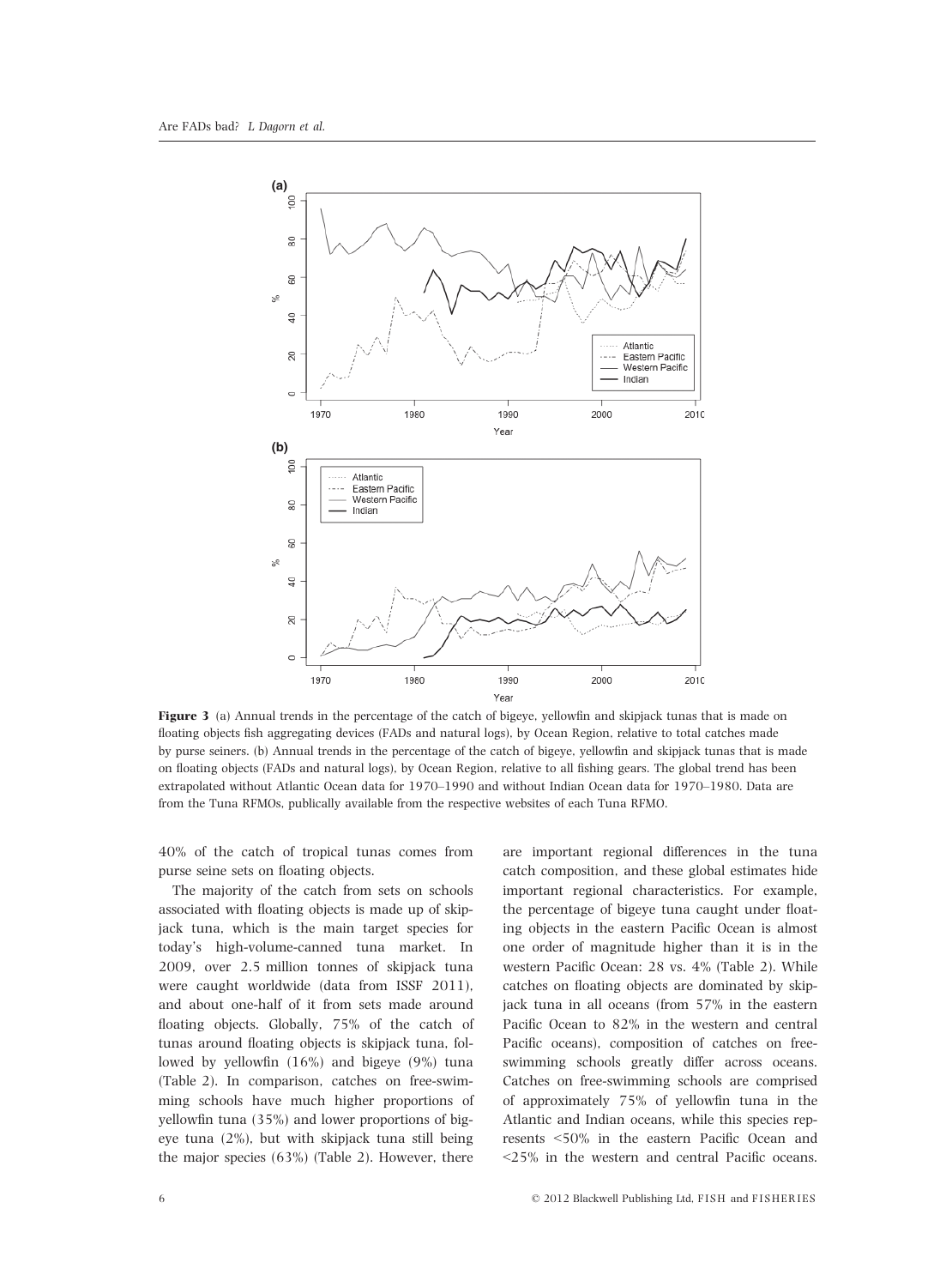**(a)**

100
80
60
%
40
20
0

1970 1980 1990 2000 2010
Year

Atlantic
Eastern Pacific
Western Pacific
Indian

**(b)**

100
80
60
%
40
20
0

1970 1980 1990 2000 2010
Year

Atlantic
Eastern Pacific
Western Pacific
Indian

**Figure 3** (a) Annual trends in the percentage of the catch of bigeye, yellowfin and skipjack tunas that is made on floating objects fish aggregating devices (FADs and natural logs), by Ocean Region, relative to total catches made by purse seiners. (b) Annual trends in the percentage of the catch of bigeye, yellowfin and skipjack tunas that is made on floating objects (FADs and natural logs), by Ocean Region, relative to all fishing gears. The global trend has been extrapolated without Atlantic Ocean data for 1970–1990 and without Indian Ocean data for 1970–1980. Data are from the Tuna RFMOs, publically available from the respective websites of each Tuna RFMO.

40% of the catch of tropical tunas comes from purse seine sets on floating objects.

The majority of the catch from sets on schools associated with floating objects is made up of skipjack tuna, which is the main target species for today's high-volume-canned tuna market. In 2009, over 2.5 million tonnes of skipjack tuna were caught worldwide (data from ISSF 2011), and about one-half of it from sets made around floating objects. Globally, 75% of the catch of tunas around floating objects is skipjack tuna, followed by yellowfin (16%) and bigeye (9%) tuna (Table 2). In comparison, catches on free-swimming schools have much higher proportions of yellowfin tuna (35%) and lower proportions of bigeye tuna (2%), but with skipjack tuna still being the major species (63%) (Table 2). However, there are important regional differences in the tuna catch composition, and these global estimates hide important regional characteristics. For example, the percentage of bigeye tuna caught under floating objects in the eastern Pacific Ocean is almost one order of magnitude higher than it is in the western Pacific Ocean: 28 vs. 4% (Table 2). While catches on floating objects are dominated by skipjack tuna in all oceans (from 57% in the eastern Pacific Ocean to 82% in the western and central Pacific oceans), composition of catches on free-swimming schools greatly differ across oceans. Catches on free-swimming schools are comprised of approximately 75% of yellowfin tuna in the Atlantic and Indian oceans, while this species represents <50% in the eastern Pacific Ocean and <25% in the western and central Pacific oceans.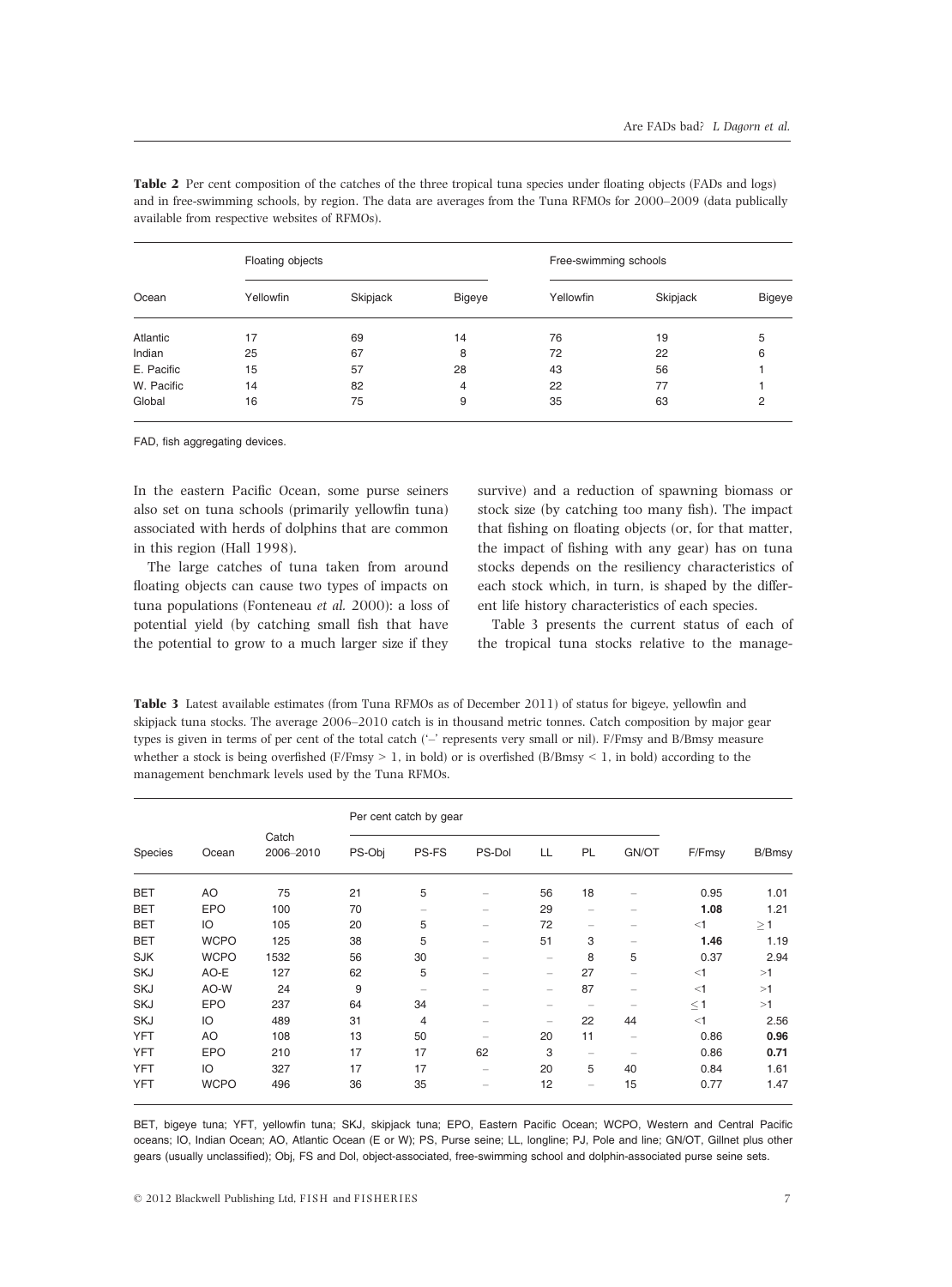**Table 2** Per cent composition of the catches of the three tropical tuna species under floating objects (FADs and logs) and in free-swimming schools, by region. The data are averages from the Tuna RFMOs for 2000–2009 (data publically available from respective websites of RFMOs).

| Ocean | Floating objects | | | Free-swimming schools | | |
|---|---|---|---|---|---|---|
| | Yellowfin | Skipjack | Bigeye | Yellowfin | Skipjack | Bigeye |
| Atlantic | 17 | 69 | 14 | 76 | 19 | 5 |
| Indian | 25 | 67 | 8 | 72 | 22 | 6 |
| E. Pacific | 15 | 57 | 28 | 43 | 56 | 1 |
| W. Pacific | 14 | 82 | 4 | 22 | 77 | 1 |
| Global | 16 | 75 | 9 | 35 | 63 | 2 |

FAD, fish aggregating devices.

In the eastern Pacific Ocean, some purse seiners also set on tuna schools (primarily yellowfin tuna) associated with herds of dolphins that are common in this region (Hall 1998).

The large catches of tuna taken from around floating objects can cause two types of impacts on tuna populations (Fonteneau *et al.* 2000): a loss of potential yield (by catching small fish that have the potential to grow to a much larger size if they survive) and a reduction of spawning biomass or stock size (by catching too many fish). The impact that fishing on floating objects (or, for that matter, the impact of fishing with any gear) has on tuna stocks depends on the resiliency characteristics of each stock which, in turn, is shaped by the different life history characteristics of each species.

Table 3 presents the current status of each of the tropical tuna stocks relative to the manage-

**Table 3** Latest available estimates (from Tuna RFMOs as of December 2011) of status for bigeye, yellowfin and skipjack tuna stocks. The average 2006–2010 catch is in thousand metric tonnes. Catch composition by major gear types is given in terms of per cent of the total catch ('–' represents very small or nil). F/Fmsy and B/Bmsy measure whether a stock is being overfished (F/Fmsy > 1, in bold) or is overfished (B/Bmsy < 1, in bold) according to the management benchmark levels used by the Tuna RFMOs.

| Species | Ocean | Catch 2006–2010 | Per cent catch by gear | | | | | | F/Fmsy | B/Bmsy |
|---|---|---|---|---|---|---|---|---|---|---|
| | | | PS-Obj | PS-FS | PS-Dol | LL | PL | GN/OT | | |
| BET | AO | 75 | 21 | 5 | – | 56 | 18 | – | 0.95 | 1.01 |
| BET | EPO | 100 | 70 | – | – | 29 | – | – | **1.08** | 1.21 |
| BET | IO | 105 | 20 | 5 | – | 72 | – | – | <1 | ≥1 |
| BET | WCPO | 125 | 38 | 5 | – | 51 | 3 | – | **1.46** | 1.19 |
| SJK | WCPO | 1532 | 56 | 30 | – | – | 8 | 5 | 0.37 | 2.94 |
| SKJ | AO-E | 127 | 62 | 5 | – | – | 27 | – | <1 | >1 |
| SKJ | AO-W | 24 | 9 | – | – | – | 87 | – | <1 | >1 |
| SKJ | EPO | 237 | 64 | 34 | – | – | – | – | ≤1 | >1 |
| SKJ | IO | 489 | 31 | 4 | – | – | 22 | 44 | <1 | 2.56 |
| YFT | AO | 108 | 13 | 50 | – | 20 | 11 | – | 0.86 | **0.96** |
| YFT | EPO | 210 | 17 | 17 | 62 | 3 | – | – | 0.86 | **0.71** |
| YFT | IO | 327 | 17 | 17 | – | 20 | 5 | 40 | 0.84 | 1.61 |
| YFT | WCPO | 496 | 36 | 35 | – | 12 | – | 15 | 0.77 | 1.47 |

BET, bigeye tuna; YFT, yellowfin tuna; SKJ, skipjack tuna; EPO, Eastern Pacific Ocean; WCPO, Western and Central Pacific oceans; IO, Indian Ocean; AO, Atlantic Ocean (E or W); PS, Purse seine; LL, longline; PJ, Pole and line; GN/OT, Gillnet plus other gears (usually unclassified); Obj, FS and Dol, object-associated, free-swimming school and dolphin-associated purse seine sets.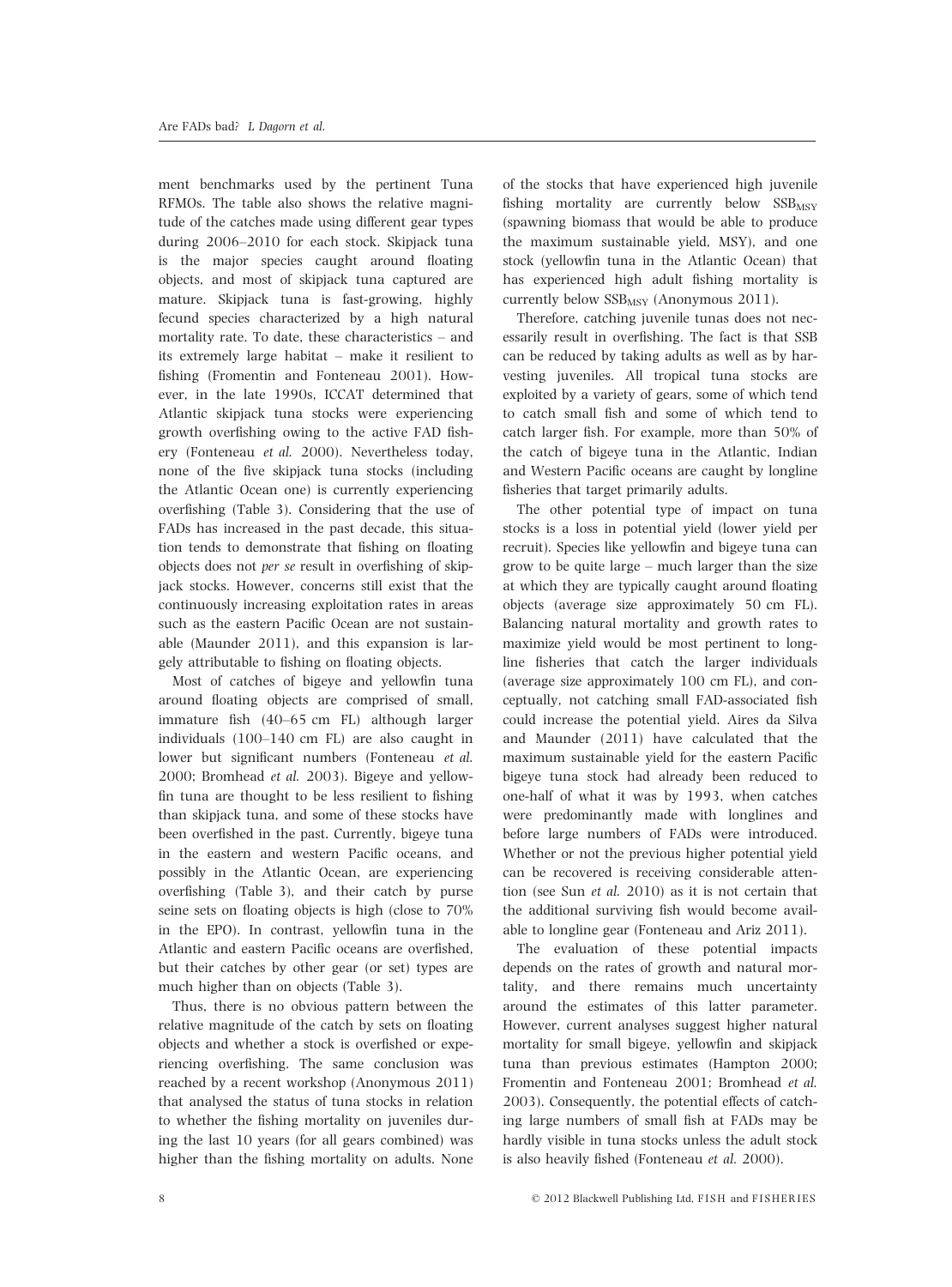ment benchmarks used by the pertinent Tuna RFMOs. The table also shows the relative magnitude of the catches made using different gear types during 2006–2010 for each stock. Skipjack tuna is the major species caught around floating objects, and most of skipjack tuna captured are mature. Skipjack tuna is fast-growing, highly fecund species characterized by a high natural mortality rate. To date, these characteristics – and its extremely large habitat – make it resilient to fishing (Fromentin and Fonteneau 2001). However, in the late 1990s, ICCAT determined that Atlantic skipjack tuna stocks were experiencing growth overfishing owing to the active FAD fishery (Fonteneau *et al.* 2000). Nevertheless today, none of the five skipjack tuna stocks (including the Atlantic Ocean one) is currently experiencing overfishing (Table 3). Considering that the use of FADs has increased in the past decade, this situation tends to demonstrate that fishing on floating objects does not *per se* result in overfishing of skipjack stocks. However, concerns still exist that the continuously increasing exploitation rates in areas such as the eastern Pacific Ocean are not sustainable (Maunder 2011), and this expansion is largely attributable to fishing on floating objects.

Most of catches of bigeye and yellowfin tuna around floating objects are comprised of small, immature fish (40–65 cm FL) although larger individuals (100–140 cm FL) are also caught in lower but significant numbers (Fonteneau *et al.* 2000; Bromhead *et al.* 2003). Bigeye and yellowfin tuna are thought to be less resilient to fishing than skipjack tuna, and some of these stocks have been overfished in the past. Currently, bigeye tuna in the eastern and western Pacific oceans, and possibly in the Atlantic Ocean, are experiencing overfishing (Table 3), and their catch by purse seine sets on floating objects is high (close to 70% in the EPO). In contrast, yellowfin tuna in the Atlantic and eastern Pacific oceans are overfished, but their catches by other gear (or set) types are much higher than on objects (Table 3).

Thus, there is no obvious pattern between the relative magnitude of the catch by sets on floating objects and whether a stock is overfished or experiencing overfishing. The same conclusion was reached by a recent workshop (Anonymous 2011) that analysed the status of tuna stocks in relation to whether the fishing mortality on juveniles during the last 10 years (for all gears combined) was higher than the fishing mortality on adults. None of the stocks that have experienced high juvenile fishing mortality are currently below $SSB_{MSY}$ (spawning biomass that would be able to produce the maximum sustainable yield, MSY), and one stock (yellowfin tuna in the Atlantic Ocean) that has experienced high adult fishing mortality is currently below $SSB_{MSY}$ (Anonymous 2011).

Therefore, catching juvenile tunas does not necessarily result in overfishing. The fact is that SSB can be reduced by taking adults as well as by harvesting juveniles. All tropical tuna stocks are exploited by a variety of gears, some of which tend to catch small fish and some of which tend to catch larger fish. For example, more than 50% of the catch of bigeye tuna in the Atlantic, Indian and Western Pacific oceans are caught by longline fisheries that target primarily adults.

The other potential type of impact on tuna stocks is a loss in potential yield (lower yield per recruit). Species like yellowfin and bigeye tuna can grow to be quite large – much larger than the size at which they are typically caught around floating objects (average size approximately 50 cm FL). Balancing natural mortality and growth rates to maximize yield would be most pertinent to longline fisheries that catch the larger individuals (average size approximately 100 cm FL), and conceptually, not catching small FAD-associated fish could increase the potential yield. Aires da Silva and Maunder (2011) have calculated that the maximum sustainable yield for the eastern Pacific bigeye tuna stock had already been reduced to one-half of what it was by 1993, when catches were predominantly made with longlines and before large numbers of FADs were introduced. Whether or not the previous higher potential yield can be recovered is receiving considerable attention (see Sun *et al.* 2010) as it is not certain that the additional surviving fish would become available to longline gear (Fonteneau and Ariz 2011).

The evaluation of these potential impacts depends on the rates of growth and natural mortality, and there remains much uncertainty around the estimates of this latter parameter. However, current analyses suggest higher natural mortality for small bigeye, yellowfin and skipjack tuna than previous estimates (Hampton 2000; Fromentin and Fonteneau 2001; Bromhead *et al.* 2003). Consequently, the potential effects of catching large numbers of small fish at FADs may be hardly visible in tuna stocks unless the adult stock is also heavily fished (Fonteneau *et al.* 2000).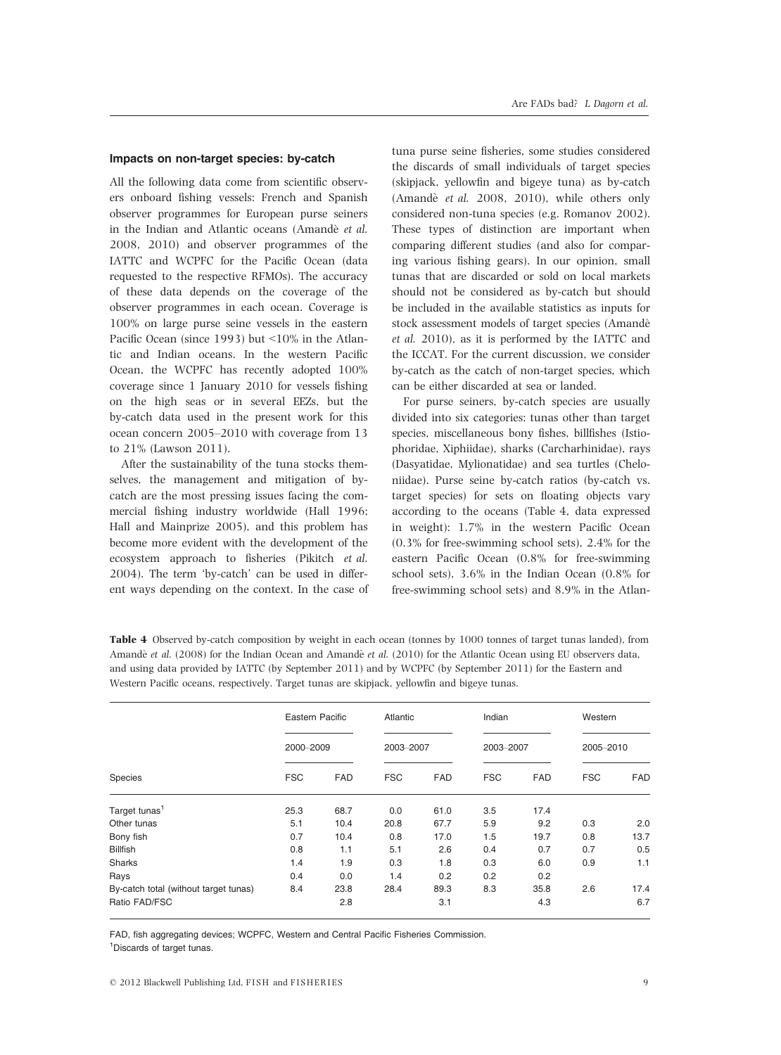### Impacts on non-target species: by-catch

All the following data come from scientific observers onboard fishing vessels: French and Spanish observer programmes for European purse seiners in the Indian and Atlantic oceans (Amandè *et al.* 2008, 2010) and observer programmes of the IATTC and WCPFC for the Pacific Ocean (data requested to the respective RFMOs). The accuracy of these data depends on the coverage of the observer programmes in each ocean. Coverage is 100% on large purse seine vessels in the eastern Pacific Ocean (since 1993) but <10% in the Atlantic and Indian oceans. In the western Pacific Ocean, the WCPFC has recently adopted 100% coverage since 1 January 2010 for vessels fishing on the high seas or in several EEZs, but the by-catch data used in the present work for this ocean concern 2005–2010 with coverage from 13 to 21% (Lawson 2011).

After the sustainability of the tuna stocks themselves, the management and mitigation of by-catch are the most pressing issues facing the commercial fishing industry worldwide (Hall 1996; Hall and Mainprize 2005), and this problem has become more evident with the development of the ecosystem approach to fisheries (Pikitch *et al.* 2004). The term 'by-catch' can be used in different ways depending on the context. In the case of tuna purse seine fisheries, some studies considered the discards of small individuals of target species (skipjack, yellowfin and bigeye tuna) as by-catch (Amandè *et al.* 2008, 2010), while others only considered non-tuna species (e.g. Romanov 2002). These types of distinction are important when comparing different studies (and also for comparing various fishing gears). In our opinion, small tunas that are discarded or sold on local markets should not be considered as by-catch but should be included in the available statistics as inputs for stock assessment models of target species (Amandè *et al.* 2010), as it is performed by the IATTC and the ICCAT. For the current discussion, we consider by-catch as the catch of non-target species, which can be either discarded at sea or landed.

For purse seiners, by-catch species are usually divided into six categories: tunas other than target species, miscellaneous bony fishes, billfishes (Istiophoridae, Xiphiidae), sharks (Carcharhinidae), rays (Dasyatidae, Mylionatidae) and sea turtles (Cheloniidae). Purse seine by-catch ratios (by-catch vs. target species) for sets on floating objects vary according to the oceans (Table 4, data expressed in weight): 1.7% in the western Pacific Ocean (0.3% for free-swimming school sets), 2.4% for the eastern Pacific Ocean (0.8% for free-swimming school sets), 3.6% in the Indian Ocean (0.8% for free-swimming school sets) and 8.9% in the Atlan-

**Table 4** Observed by-catch composition by weight in each ocean (tonnes by 1000 tonnes of target tunas landed), from Amandè *et al.* (2008) for the Indian Ocean and Amandè *et al.* (2010) for the Atlantic Ocean using EU observers data, and using data provided by IATTC (by September 2011) and by WCPFC (by September 2011) for the Eastern and Western Pacific oceans, respectively. Target tunas are skipjack, yellowfin and bigeye tunas.

| | Eastern Pacific | | Atlantic | | Indian | | Western | |
|---|---|---|---|---|---|---|---|---|
| | 2000–2009 | | 2003–2007 | | 2003–2007 | | 2005–2010 | |
| Species | FSC | FAD | FSC | FAD | FSC | FAD | FSC | FAD |
| Target tunas[1] | 25.3 | 68.7 | 0.0 | 61.0 | 3.5 | 17.4 | | |
| Other tunas | 5.1 | 10.4 | 20.8 | 67.7 | 5.9 | 9.2 | 0.3 | 2.0 |
| Bony fish | 0.7 | 10.4 | 0.8 | 17.0 | 1.5 | 19.7 | 0.8 | 13.7 |
| Billfish | 0.8 | 1.1 | 5.1 | 2.6 | 0.4 | 0.7 | 0.7 | 0.5 |
| Sharks | 1.4 | 1.9 | 0.3 | 1.8 | 0.3 | 6.0 | 0.9 | 1.1 |
| Rays | 0.4 | 0.0 | 1.4 | 0.2 | 0.2 | 0.2 | | |
| By-catch total (without target tunas) | 8.4 | 23.8 | 28.4 | 89.3 | 8.3 | 35.8 | 2.6 | 17.4 |
| Ratio FAD/FSC | | 2.8 | | 3.1 | | 4.3 | | 6.7 |

FAD, fish aggregating devices; WCPFC, Western and Central Pacific Fisheries Commission.
[1]Discards of target tunas.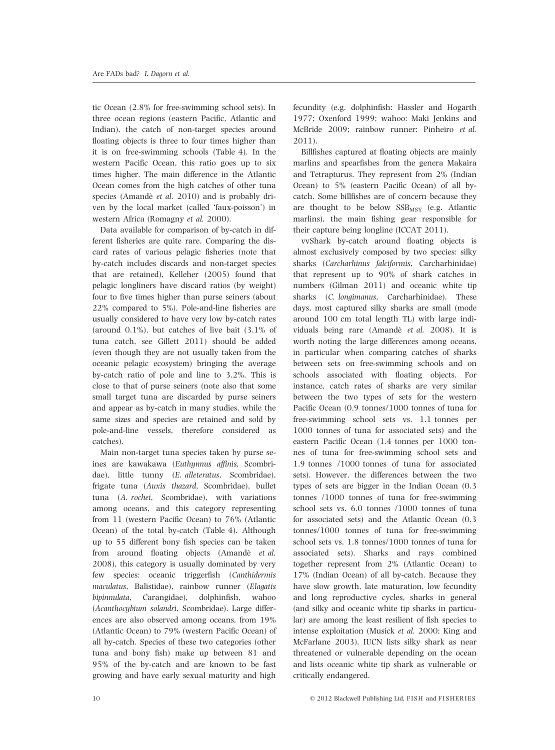tic Ocean (2.8% for free-swimming school sets). In three ocean regions (eastern Pacific, Atlantic and Indian), the catch of non-target species around floating objects is three to four times higher than it is on free-swimming schools (Table 4). In the western Pacific Ocean, this ratio goes up to six times higher. The main difference in the Atlantic Ocean comes from the high catches of other tuna species (Amandè *et al.* 2010) and is probably driven by the local market (called 'faux-poisson') in western Africa (Romagny *et al.* 2000).

Data available for comparison of by-catch in different fisheries are quite rare. Comparing the discard rates of various pelagic fisheries (note that by-catch includes discards and non-target species that are retained), Kelleher (2005) found that pelagic longliners have discard ratios (by weight) four to five times higher than purse seiners (about 22% compared to 5%). Pole-and-line fisheries are usually considered to have very low by-catch rates (around 0.1%), but catches of live bait (3.1% of tuna catch, see Gillett 2011) should be added (even though they are not usually taken from the oceanic pelagic ecosystem) bringing the average by-catch ratio of pole and line to 3.2%. This is close to that of purse seiners (note also that some small target tuna are discarded by purse seiners and appear as by-catch in many studies, while the same sizes and species are retained and sold by pole-and-line vessels, therefore considered as catches).

Main non-target tuna species taken by purse seines are kawakawa (*Euthynnus affinis*, Scombridae), little tunny (*E. alleteratus*, Scombridae), frigate tuna (*Auxis thazard*, Scombridae), bullet tuna (*A. rochei*, Scombridae), with variations among oceans, and this category representing from 11 (western Pacific Ocean) to 76% (Atlantic Ocean) of the total by-catch (Table 4). Although up to 55 different bony fish species can be taken from around floating objects (Amandè *et al.* 2008), this category is usually dominated by very few species: oceanic triggerfish (*Canthidermis maculatus*, Balistidae), rainbow runner (*Elagatis bipinnulata*, Carangidae), dolphinfish, wahoo (*Acanthocybium solandri*, Scombridae). Large differences are also observed among oceans, from 19% (Atlantic Ocean) to 79% (western Pacific Ocean) of all by-catch. Species of these two categories (other tuna and bony fish) make up between 81 and 95% of the by-catch and are known to be fast growing and have early sexual maturity and high fecundity (e.g. dolphinfish: Hassler and Hogarth 1977; Oxenford 1999; wahoo: Maki Jenkins and McBride 2009; rainbow runner: Pinheiro *et al.* 2011).

Billfishes captured at floating objects are mainly marlins and spearfishes from the genera Makaira and Tetrapturus. They represent from 2% (Indian Ocean) to 5% (eastern Pacific Ocean) of all by-catch. Some billfishes are of concern because they are thought to be below $SSB_{MSY}$ (e.g. Atlantic marlins), the main fishing gear responsible for their capture being longline (ICCAT 2011).

vvShark by-catch around floating objects is almost exclusively composed by two species: silky sharks (*Carcharhinus falciformis*, Carcharhinidae) that represent up to 90% of shark catches in numbers (Gilman 2011) and oceanic white tip sharks (*C. longimanus*, Carcharhinidae). These days, most captured silky sharks are small (mode around 100 cm total length TL) with large individuals being rare (Amandè *et al.* 2008). It is worth noting the large differences among oceans, in particular when comparing catches of sharks between sets on free-swimming schools and on schools associated with floating objects. For instance, catch rates of sharks are very similar between the two types of sets for the western Pacific Ocean (0.9 tonnes/1000 tonnes of tuna for free-swimming school sets vs. 1.1 tonnes per 1000 tonnes of tuna for associated sets) and the eastern Pacific Ocean (1.4 tonnes per 1000 tonnes of tuna for free-swimming school sets and 1.9 tonnes /1000 tonnes of tuna for associated sets). However, the differences between the two types of sets are bigger in the Indian Ocean (0.3 tonnes /1000 tonnes of tuna for free-swimming school sets vs. 6.0 tonnes /1000 tonnes of tuna for associated sets) and the Atlantic Ocean (0.3 tonnes/1000 tonnes of tuna for free-swimming school sets vs. 1.8 tonnes/1000 tonnes of tuna for associated sets). Sharks and rays combined together represent from 2% (Atlantic Ocean) to 17% (Indian Ocean) of all by-catch. Because they have slow growth, late maturation, low fecundity and long reproductive cycles, sharks in general (and silky and oceanic white tip sharks in particular) are among the least resilient of fish species to intense exploitation (Musick *et al.* 2000; King and McFarlane 2003). IUCN lists silky shark as near threatened or vulnerable depending on the ocean and lists oceanic white tip shark as vulnerable or critically endangered.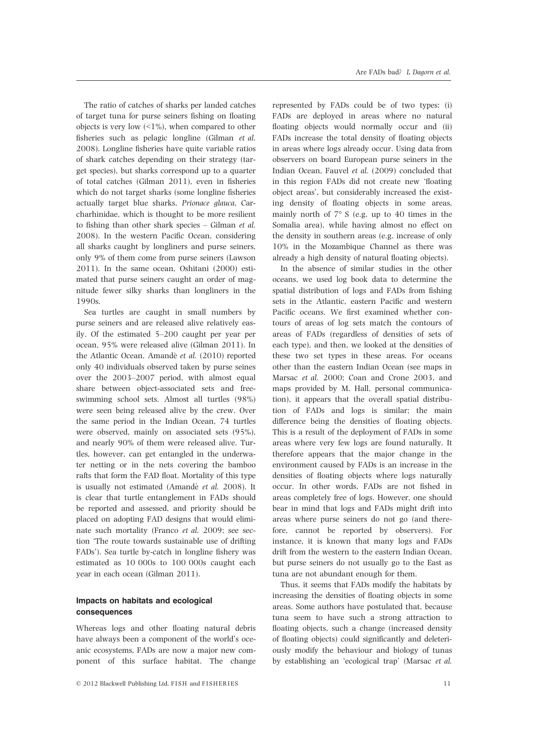The ratio of catches of sharks per landed catches of target tuna for purse seiners fishing on floating objects is very low (<1%), when compared to other fisheries such as pelagic longline (Gilman *et al.* 2008). Longline fisheries have quite variable ratios of shark catches depending on their strategy (target species), but sharks correspond up to a quarter of total catches (Gilman 2011), even in fisheries which do not target sharks (some longline fisheries actually target blue sharks, *Prionace glauca*, Carcharhinidae, which is thought to be more resilient to fishing than other shark species – Gilman *et al.* 2008). In the western Pacific Ocean, considering all sharks caught by longliners and purse seiners, only 9% of them come from purse seiners (Lawson 2011). In the same ocean, Oshitani (2000) estimated that purse seiners caught an order of magnitude fewer silky sharks than longliners in the 1990s.

Sea turtles are caught in small numbers by purse seiners and are released alive relatively easily. Of the estimated 5–200 caught per year per ocean, 95% were released alive (Gilman 2011). In the Atlantic Ocean, Amandè *et al.* (2010) reported only 40 individuals observed taken by purse seines over the 2003–2007 period, with almost equal share between object-associated sets and free-swimming school sets. Almost all turtles (98%) were seen being released alive by the crew. Over the same period in the Indian Ocean, 74 turtles were observed, mainly on associated sets (95%), and nearly 90% of them were released alive. Turtles, however, can get entangled in the underwater netting or in the nets covering the bamboo rafts that form the FAD float. Mortality of this type is usually not estimated (Amandè *et al.* 2008). It is clear that turtle entanglement in FADs should be reported and assessed, and priority should be placed on adopting FAD designs that would eliminate such mortality (Franco *et al.* 2009; see section 'The route towards sustainable use of drifting FADs'). Sea turtle by-catch in longline fishery was estimated as 10 000s to 100 000s caught each year in each ocean (Gilman 2011).

### Impacts on habitats and ecological consequences

Whereas logs and other floating natural debris have always been a component of the world's oceanic ecosystems, FADs are now a major new component of this surface habitat. The change represented by FADs could be of two types: (i) FADs are deployed in areas where no natural floating objects would normally occur and (ii) FADs increase the total density of floating objects in areas where logs already occur. Using data from observers on board European purse seiners in the Indian Ocean, Fauvel *et al.* (2009) concluded that in this region FADs did not create new 'floating object areas', but considerably increased the existing density of floating objects in some areas, mainly north of 7° S (e.g. up to 40 times in the Somalia area), while having almost no effect on the density in southern areas (e.g. increase of only 10% in the Mozambique Channel as there was already a high density of natural floating objects).

In the absence of similar studies in the other oceans, we used log book data to determine the spatial distribution of logs and FADs from fishing sets in the Atlantic, eastern Pacific and western Pacific oceans. We first examined whether contours of areas of log sets match the contours of areas of FADs (regardless of densities of sets of each type), and then, we looked at the densities of these two set types in these areas. For oceans other than the eastern Indian Ocean (see maps in Marsac *et al.* 2000; Coan and Crone 2003, and maps provided by M. Hall, personal communication), it appears that the overall spatial distribution of FADs and logs is similar; the main difference being the densities of floating objects. This is a result of the deployment of FADs in some areas where very few logs are found naturally. It therefore appears that the major change in the environment caused by FADs is an increase in the densities of floating objects where logs naturally occur. In other words, FADs are not fished in areas completely free of logs. However, one should bear in mind that logs and FADs might drift into areas where purse seiners do not go (and therefore, cannot be reported by observers). For instance, it is known that many logs and FADs drift from the western to the eastern Indian Ocean, but purse seiners do not usually go to the East as tuna are not abundant enough for them.

Thus, it seems that FADs modify the habitats by increasing the densities of floating objects in some areas. Some authors have postulated that, because tuna seem to have such a strong attraction to floating objects, such a change (increased density of floating objects) could significantly and deleteriously modify the behaviour and biology of tunas by establishing an 'ecological trap' (Marsac *et al.*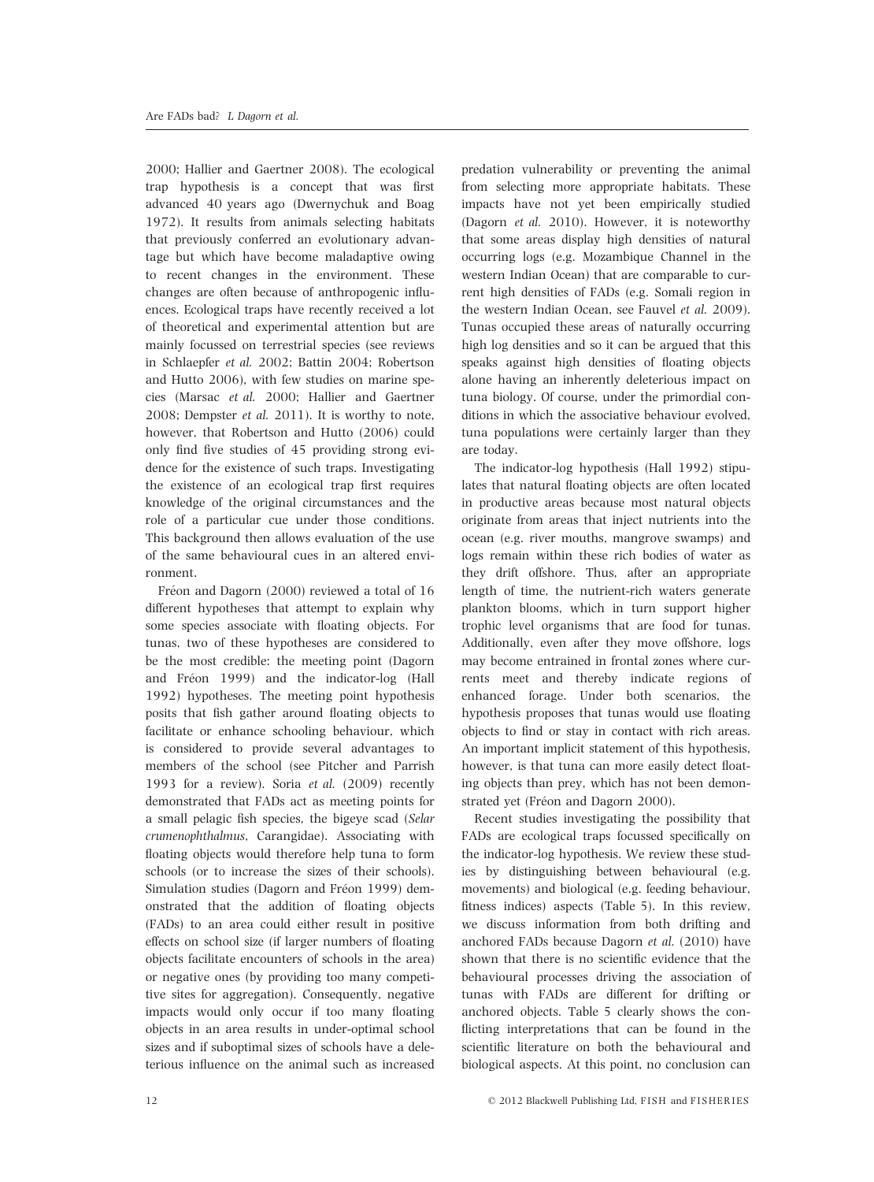2000; Hallier and Gaertner 2008). The ecological trap hypothesis is a concept that was first advanced 40 years ago (Dwernychuk and Boag 1972). It results from animals selecting habitats that previously conferred an evolutionary advantage but which have become maladaptive owing to recent changes in the environment. These changes are often because of anthropogenic influences. Ecological traps have recently received a lot of theoretical and experimental attention but are mainly focussed on terrestrial species (see reviews in Schlaepfer *et al.* 2002; Battin 2004; Robertson and Hutto 2006), with few studies on marine species (Marsac *et al.* 2000; Hallier and Gaertner 2008; Dempster *et al.* 2011). It is worthy to note, however, that Robertson and Hutto (2006) could only find five studies of 45 providing strong evidence for the existence of such traps. Investigating the existence of an ecological trap first requires knowledge of the original circumstances and the role of a particular cue under those conditions. This background then allows evaluation of the use of the same behavioural cues in an altered environment.

Fréon and Dagorn (2000) reviewed a total of 16 different hypotheses that attempt to explain why some species associate with floating objects. For tunas, two of these hypotheses are considered to be the most credible: the meeting point (Dagorn and Fréon 1999) and the indicator-log (Hall 1992) hypotheses. The meeting point hypothesis posits that fish gather around floating objects to facilitate or enhance schooling behaviour, which is considered to provide several advantages to members of the school (see Pitcher and Parrish 1993 for a review). Soria *et al.* (2009) recently demonstrated that FADs act as meeting points for a small pelagic fish species, the bigeye scad (*Selar crumenophthalmus*, Carangidae). Associating with floating objects would therefore help tuna to form schools (or to increase the sizes of their schools). Simulation studies (Dagorn and Fréon 1999) demonstrated that the addition of floating objects (FADs) to an area could either result in positive effects on school size (if larger numbers of floating objects facilitate encounters of schools in the area) or negative ones (by providing too many competitive sites for aggregation). Consequently, negative impacts would only occur if too many floating objects in an area results in under-optimal school sizes and if suboptimal sizes of schools have a deleterious influence on the animal such as increased predation vulnerability or preventing the animal from selecting more appropriate habitats. These impacts have not yet been empirically studied (Dagorn *et al.* 2010). However, it is noteworthy that some areas display high densities of natural occurring logs (e.g. Mozambique Channel in the western Indian Ocean) that are comparable to current high densities of FADs (e.g. Somali region in the western Indian Ocean, see Fauvel *et al.* 2009). Tunas occupied these areas of naturally occurring high log densities and so it can be argued that this speaks against high densities of floating objects alone having an inherently deleterious impact on tuna biology. Of course, under the primordial conditions in which the associative behaviour evolved, tuna populations were certainly larger than they are today.

The indicator-log hypothesis (Hall 1992) stipulates that natural floating objects are often located in productive areas because most natural objects originate from areas that inject nutrients into the ocean (e.g. river mouths, mangrove swamps) and logs remain within these rich bodies of water as they drift offshore. Thus, after an appropriate length of time, the nutrient-rich waters generate plankton blooms, which in turn support higher trophic level organisms that are food for tunas. Additionally, even after they move offshore, logs may become entrained in frontal zones where currents meet and thereby indicate regions of enhanced forage. Under both scenarios, the hypothesis proposes that tunas would use floating objects to find or stay in contact with rich areas. An important implicit statement of this hypothesis, however, is that tuna can more easily detect floating objects than prey, which has not been demonstrated yet (Fréon and Dagorn 2000).

Recent studies investigating the possibility that FADs are ecological traps focussed specifically on the indicator-log hypothesis. We review these studies by distinguishing between behavioural (e.g. movements) and biological (e.g. feeding behaviour, fitness indices) aspects (Table 5). In this review, we discuss information from both drifting and anchored FADs because Dagorn *et al.* (2010) have shown that there is no scientific evidence that the behavioural processes driving the association of tunas with FADs are different for drifting or anchored objects. Table 5 clearly shows the conflicting interpretations that can be found in the scientific literature on both the behavioural and biological aspects. At this point, no conclusion can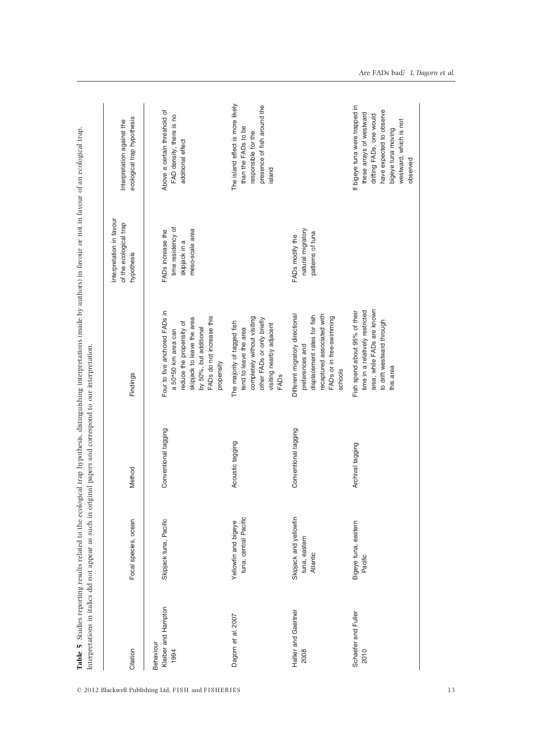**Table 5** Studies reporting results related to the ecological trap hypothesis, distinguishing interpretations (made by authors) in favour or not in favour of an ecological trap. Interpretations in italics did not appear as such in original papers and correspond to our interpretation.

| Citation | Focal species, ocean | Method | Findings | Interpretation in favour of the ecological trap hypothesis | Interpretation against the ecological trap hypothesis |
|---|---|---|---|---|---|
| Behaviour | | | | | |
| Kleiber and Hampton 1994 | Skipjack tuna, Pacific | Conventional tagging | Four to five anchored FADs in a 50*50 km area can reduce the propensity of skipjack to leave the area by 50%, but additional FADs do not increase this propensity | FADs increase the time residency of skipjack in a meso-scale area | Above a certain threshold of FAD density, there is no additional effect |
| Dagorn *et al.* 2007 | Yellowfin and bigeye tuna, central Pacific | Acoustic tagging | The majority of tagged fish tend to leave the area completely without visiting other FADs or only briefly visiting nearby adjacent FADs | | The island effect is more likely than the FADs to be responsible for the presence of fish around the island |
| Hallier and Gaertner 2008 | Skipjack and yellowfin tuna, eastern Atlantic | Conventional tagging | Different migratory directional preferences and displacement rates for fish recaptured associated with FADs or in free-swimming schools | FADs modify the natural migratory patterns of tuna | |
| Schaefer and Fuller 2010 | Bigeye tuna, eastern Pacific | Archival tagging | Fish spend about 95% of their time in a relatively restricted area, while FADs are known to drift westward through this area | | If bigeye tuna were trapped in these arrays of westward drifting FADs, one would have expected to observe bigeye tuna moving westward, which is not observed |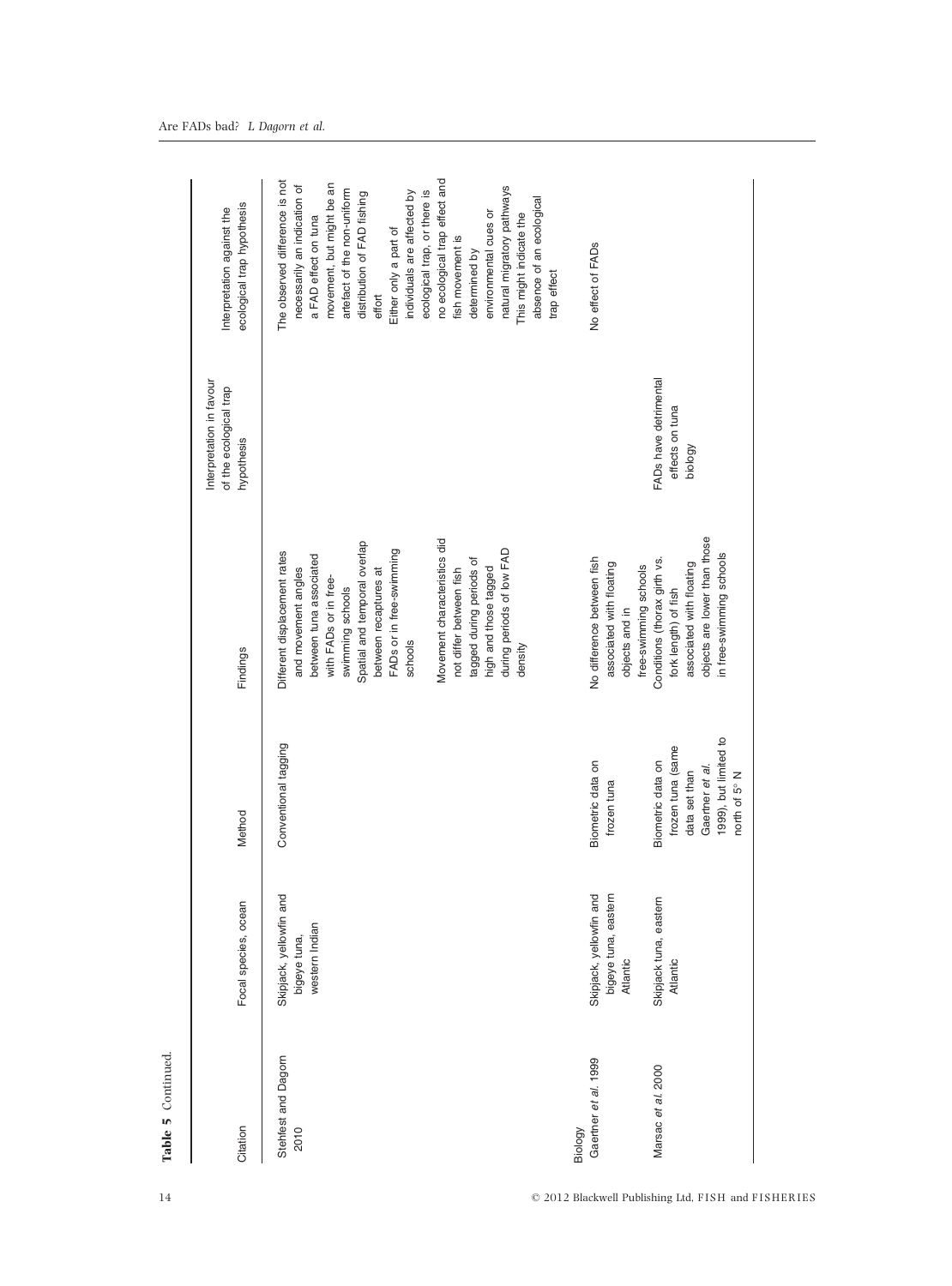**Table 5** Continued.

| Citation | Focal species, ocean | Method | Findings | Interpretation in favour of the ecological trap hypothesis | Interpretation against the ecological trap hypothesis |
|---|---|---|---|---|---|
| Sterhfest and Dagorn 2010 | Skipjack, yellowfin and bigeye tuna, western Indian | Conventional tagging | Different displacement rates and movement angles between tuna associated with FADs or in free-swimming schools<br>Spatial and temporal overlap between recaptures at FADs or in free-swimming schools<br>Movement characteristics did not differ between fish tagged during periods of high and those tagged during periods of low FAD density | | The observed difference is not necessarily an indication of a FAD effect on tuna movement, but might be an artefact of the non-uniform distribution of FAD fishing effort<br>Either only a part of individuals are affected by ecological trap, or there is no ecological trap effect and fish movement is determined by environmental cues or natural migratory pathways<br>This might indicate the absence of an ecological trap effect |
| Biology | | | | | |
| Gaertner *et al.* 1999 | Skipjack, yellowfin and bigeye tuna, eastern Atlantic | Biometric data on frozen tuna | No difference between fish associated with floating objects and in free-swimming schools | | No effect of FADs |
| Marsac *et al.* 2000 | Skipjack tuna, eastern Atlantic | Biometric data on frozen tuna (same data set than Gaertner *et al.* 1999), but limited to north of 5° N | Conditions (thorax girth vs. fork length) of fish associated with floating objects are lower than those in free-swimming schools | FADs have detrimental effects on tuna biology | |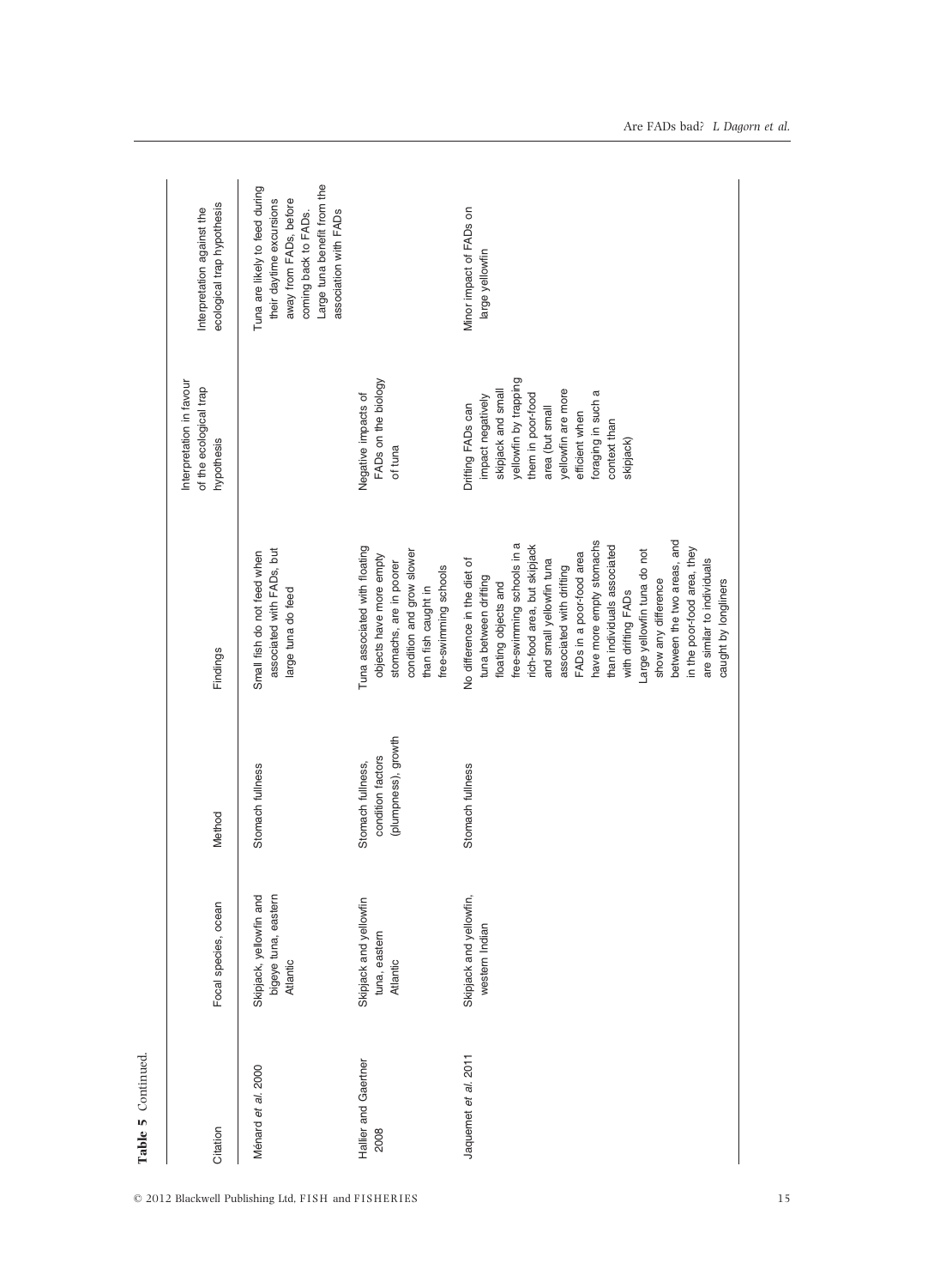**Table 5** Continued.

| Citation | Focal species, ocean | Method | Findings | Interpretation in favour of the ecological trap hypothesis | Interpretation against the ecological trap hypothesis |
|---|---|---|---|---|---|
| Ménard *et al.* 2000 | Skipjack, yellowfin and bigeye tuna, eastern Atlantic | Stomach fullness | Small fish do not feed when associated with FADs, but large tuna do feed | | Tuna are likely to feed during their daytime excursions away from FADs, before coming back to FADs. Large tuna benefit from the association with FADs |
| Hallier and Gaertner 2008 | Skipjack and yellowfin tuna, eastern Atlantic | Stomach fullness, condition factors (plumpness), growth | Tuna associated with floating objects have more empty stomachs, are in poorer condition and grow slower than fish caught in free-swimming schools | Negative impacts of FADs on the biology of tuna | |
| Jaquemet *et al.* 2011 | Skipjack and yellowfin, western Indian | Stomach fullness | No difference in the diet of tuna between drifting floating objects and free-swimming schools in a rich-food area, but skipjack and small yellowfin tuna associated with drifting FADs in a poor-food area have more empty stomachs than individuals associated with drifting FADs<br>Large yellowfin tuna do not show any difference between the two areas, and in the poor-food area, they are similar to individuals caught by longliners | Drifting FADs can impact negatively skipjack and small yellowfin by trapping them in poor-food area (but small yellowfin are more efficient when foraging in such a context than skipjack) | Minor impact of FADs on large yellowfin |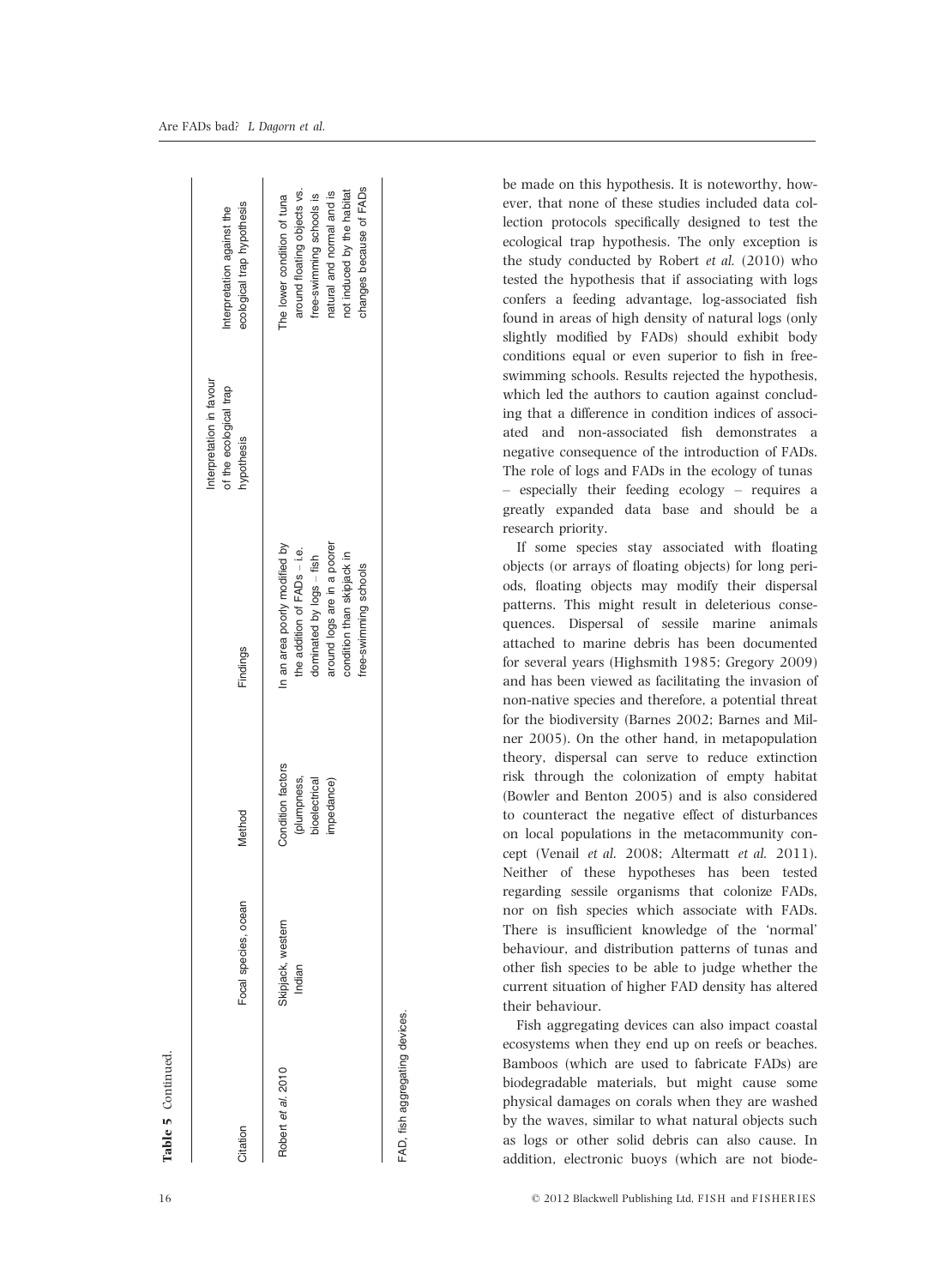**Table 5** Continued.

| Citation | Focal species, ocean | Method | Findings | Interpretation in favour of the ecological trap hypothesis | Interpretation against the ecological trap hypothesis |
|---|---|---|---|---|---|
| Robert *et al.* 2010 | Skipjack, western Indian | Condition factors (plumpness, bioelectrical impedance) | In an area poorly modified by the addition of FADs – i.e. dominated by logs – fish around logs are in a poorer condition than skipjack in free-swimming schools | | The lower condition of tuna around floating objects vs. free-swimming schools is natural and normal and is not induced by the habitat changes because of FADs |

FAD, fish aggregating devices.

be made on this hypothesis. It is noteworthy, however, that none of these studies included data collection protocols specifically designed to test the ecological trap hypothesis. The only exception is the study conducted by Robert *et al.* (2010) who tested the hypothesis that if associating with logs confers a feeding advantage, log-associated fish found in areas of high density of natural logs (only slightly modified by FADs) should exhibit body conditions equal or even superior to fish in free-swimming schools. Results rejected the hypothesis, which led the authors to caution against concluding that a difference in condition indices of associated and non-associated fish demonstrates a negative consequence of the introduction of FADs. The role of logs and FADs in the ecology of tunas – especially their feeding ecology – requires a greatly expanded data base and should be a research priority.

If some species stay associated with floating objects (or arrays of floating objects) for long periods, floating objects may modify their dispersal patterns. This might result in deleterious consequences. Dispersal of sessile marine animals attached to marine debris has been documented for several years (Highsmith 1985; Gregory 2009) and has been viewed as facilitating the invasion of non-native species and therefore, a potential threat for the biodiversity (Barnes 2002; Barnes and Milner 2005). On the other hand, in metapopulation theory, dispersal can serve to reduce extinction risk through the colonization of empty habitat (Bowler and Benton 2005) and is also considered to counteract the negative effect of disturbances on local populations in the metacommunity concept (Venail *et al.* 2008; Altermatt *et al.* 2011). Neither of these hypotheses has been tested regarding sessile organisms that colonize FADs, nor on fish species which associate with FADs. There is insufficient knowledge of the 'normal' behaviour, and distribution patterns of tunas and other fish species to be able to judge whether the current situation of higher FAD density has altered their behaviour.

Fish aggregating devices can also impact coastal ecosystems when they end up on reefs or beaches. Bamboos (which are used to fabricate FADs) are biodegradable materials, but might cause some physical damages on corals when they are washed by the waves, similar to what natural objects such as logs or other solid debris can also cause. In addition, electronic buoys (which are not biode-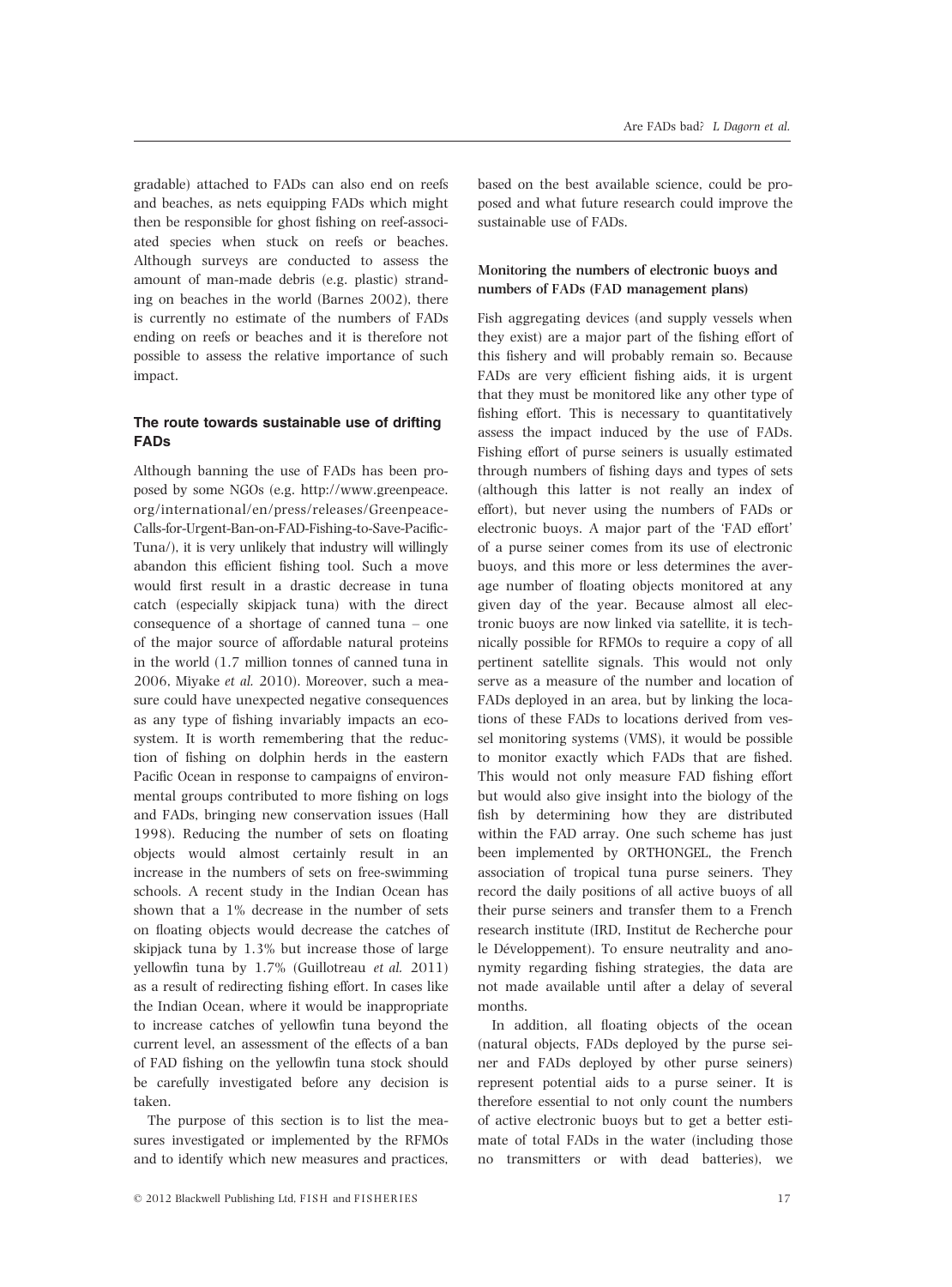gradable) attached to FADs can also end on reefs and beaches, as nets equipping FADs which might then be responsible for ghost fishing on reef-associated species when stuck on reefs or beaches. Although surveys are conducted to assess the amount of man-made debris (e.g. plastic) stranding on beaches in the world (Barnes 2002), there is currently no estimate of the numbers of FADs ending on reefs or beaches and it is therefore not possible to assess the relative importance of such impact.

## The route towards sustainable use of drifting FADs

Although banning the use of FADs has been proposed by some NGOs (e.g. http://www.greenpeace.org/international/en/press/releases/Greenpeace-Calls-for-Urgent-Ban-on-FAD-Fishing-to-Save-Pacific-Tuna/), it is very unlikely that industry will willingly abandon this efficient fishing tool. Such a move would first result in a drastic decrease in tuna catch (especially skipjack tuna) with the direct consequence of a shortage of canned tuna – one of the major source of affordable natural proteins in the world (1.7 million tonnes of canned tuna in 2006, Miyake *et al.* 2010). Moreover, such a measure could have unexpected negative consequences as any type of fishing invariably impacts an ecosystem. It is worth remembering that the reduction of fishing on dolphin herds in the eastern Pacific Ocean in response to campaigns of environmental groups contributed to more fishing on logs and FADs, bringing new conservation issues (Hall 1998). Reducing the number of sets on floating objects would almost certainly result in an increase in the numbers of sets on free-swimming schools. A recent study in the Indian Ocean has shown that a 1% decrease in the number of sets on floating objects would decrease the catches of skipjack tuna by 1.3% but increase those of large yellowfin tuna by 1.7% (Guillotreau *et al.* 2011) as a result of redirecting fishing effort. In cases like the Indian Ocean, where it would be inappropriate to increase catches of yellowfin tuna beyond the current level, an assessment of the effects of a ban of FAD fishing on the yellowfin tuna stock should be carefully investigated before any decision is taken.

The purpose of this section is to list the measures investigated or implemented by the RFMOs and to identify which new measures and practices, based on the best available science, could be proposed and what future research could improve the sustainable use of FADs.

### Monitoring the numbers of electronic buoys and numbers of FADs (FAD management plans)

Fish aggregating devices (and supply vessels when they exist) are a major part of the fishing effort of this fishery and will probably remain so. Because FADs are very efficient fishing aids, it is urgent that they must be monitored like any other type of fishing effort. This is necessary to quantitatively assess the impact induced by the use of FADs. Fishing effort of purse seiners is usually estimated through numbers of fishing days and types of sets (although this latter is not really an index of effort), but never using the numbers of FADs or electronic buoys. A major part of the 'FAD effort' of a purse seiner comes from its use of electronic buoys, and this more or less determines the average number of floating objects monitored at any given day of the year. Because almost all electronic buoys are now linked via satellite, it is technically possible for RFMOs to require a copy of all pertinent satellite signals. This would not only serve as a measure of the number and location of FADs deployed in an area, but by linking the locations of these FADs to locations derived from vessel monitoring systems (VMS), it would be possible to monitor exactly which FADs that are fished. This would not only measure FAD fishing effort but would also give insight into the biology of the fish by determining how they are distributed within the FAD array. One such scheme has just been implemented by ORTHONGEL, the French association of tropical tuna purse seiners. They record the daily positions of all active buoys of all their purse seiners and transfer them to a French research institute (IRD, Institut de Recherche pour le Développement). To ensure neutrality and anonymity regarding fishing strategies, the data are not made available until after a delay of several months.

In addition, all floating objects of the ocean (natural objects, FADs deployed by the purse seiner and FADs deployed by other purse seiners) represent potential aids to a purse seiner. It is therefore essential to not only count the numbers of active electronic buoys but to get a better estimate of total FADs in the water (including those no transmitters or with dead batteries), we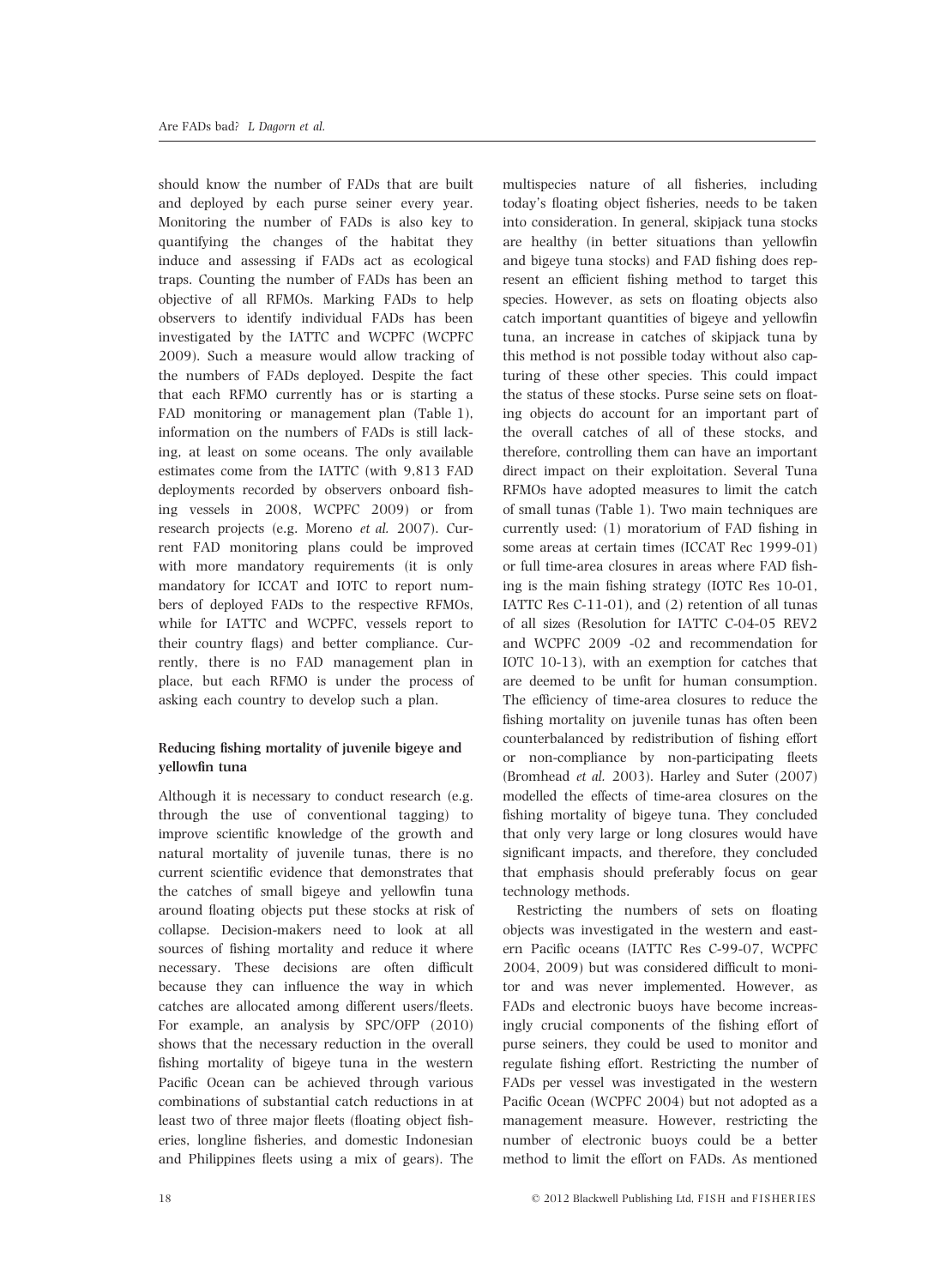should know the number of FADs that are built and deployed by each purse seiner every year. Monitoring the number of FADs is also key to quantifying the changes of the habitat they induce and assessing if FADs act as ecological traps. Counting the number of FADs has been an objective of all RFMOs. Marking FADs to help observers to identify individual FADs has been investigated by the IATTC and WCPFC (WCPFC 2009). Such a measure would allow tracking of the numbers of FADs deployed. Despite the fact that each RFMO currently has or is starting a FAD monitoring or management plan (Table 1), information on the numbers of FADs is still lacking, at least on some oceans. The only available estimates come from the IATTC (with 9,813 FAD deployments recorded by observers onboard fishing vessels in 2008, WCPFC 2009) or from research projects (e.g. Moreno *et al.* 2007). Current FAD monitoring plans could be improved with more mandatory requirements (it is only mandatory for ICCAT and IOTC to report numbers of deployed FADs to the respective RFMOs, while for IATTC and WCPFC, vessels report to their country flags) and better compliance. Currently, there is no FAD management plan in place, but each RFMO is under the process of asking each country to develop such a plan.

### Reducing fishing mortality of juvenile bigeye and yellowfin tuna

Although it is necessary to conduct research (e.g. through the use of conventional tagging) to improve scientific knowledge of the growth and natural mortality of juvenile tunas, there is no current scientific evidence that demonstrates that the catches of small bigeye and yellowfin tuna around floating objects put these stocks at risk of collapse. Decision-makers need to look at all sources of fishing mortality and reduce it where necessary. These decisions are often difficult because they can influence the way in which catches are allocated among different users/fleets. For example, an analysis by SPC/OFP (2010) shows that the necessary reduction in the overall fishing mortality of bigeye tuna in the western Pacific Ocean can be achieved through various combinations of substantial catch reductions in at least two of three major fleets (floating object fisheries, longline fisheries, and domestic Indonesian and Philippines fleets using a mix of gears). The multispecies nature of all fisheries, including today's floating object fisheries, needs to be taken into consideration. In general, skipjack tuna stocks are healthy (in better situations than yellowfin and bigeye tuna stocks) and FAD fishing does represent an efficient fishing method to target this species. However, as sets on floating objects also catch important quantities of bigeye and yellowfin tuna, an increase in catches of skipjack tuna by this method is not possible today without also capturing of these other species. This could impact the status of these stocks. Purse seine sets on floating objects do account for an important part of the overall catches of all of these stocks, and therefore, controlling them can have an important direct impact on their exploitation. Several Tuna RFMOs have adopted measures to limit the catch of small tunas (Table 1). Two main techniques are currently used: (1) moratorium of FAD fishing in some areas at certain times (ICCAT Rec 1999-01) or full time-area closures in areas where FAD fishing is the main fishing strategy (IOTC Res 10-01, IATTC Res C-11-01), and (2) retention of all tunas of all sizes (Resolution for IATTC C-04-05 REV2 and WCPFC 2009 -02 and recommendation for IOTC 10-13), with an exemption for catches that are deemed to be unfit for human consumption. The efficiency of time-area closures to reduce the fishing mortality on juvenile tunas has often been counterbalanced by redistribution of fishing effort or non-compliance by non-participating fleets (Bromhead *et al.* 2003). Harley and Suter (2007) modelled the effects of time-area closures on the fishing mortality of bigeye tuna. They concluded that only very large or long closures would have significant impacts, and therefore, they concluded that emphasis should preferably focus on gear technology methods.

Restricting the numbers of sets on floating objects was investigated in the western and eastern Pacific oceans (IATTC Res C-99-07, WCPFC 2004, 2009) but was considered difficult to monitor and was never implemented. However, as FADs and electronic buoys have become increasingly crucial components of the fishing effort of purse seiners, they could be used to monitor and regulate fishing effort. Restricting the number of FADs per vessel was investigated in the western Pacific Ocean (WCPFC 2004) but not adopted as a management measure. However, restricting the number of electronic buoys could be a better method to limit the effort on FADs. As mentioned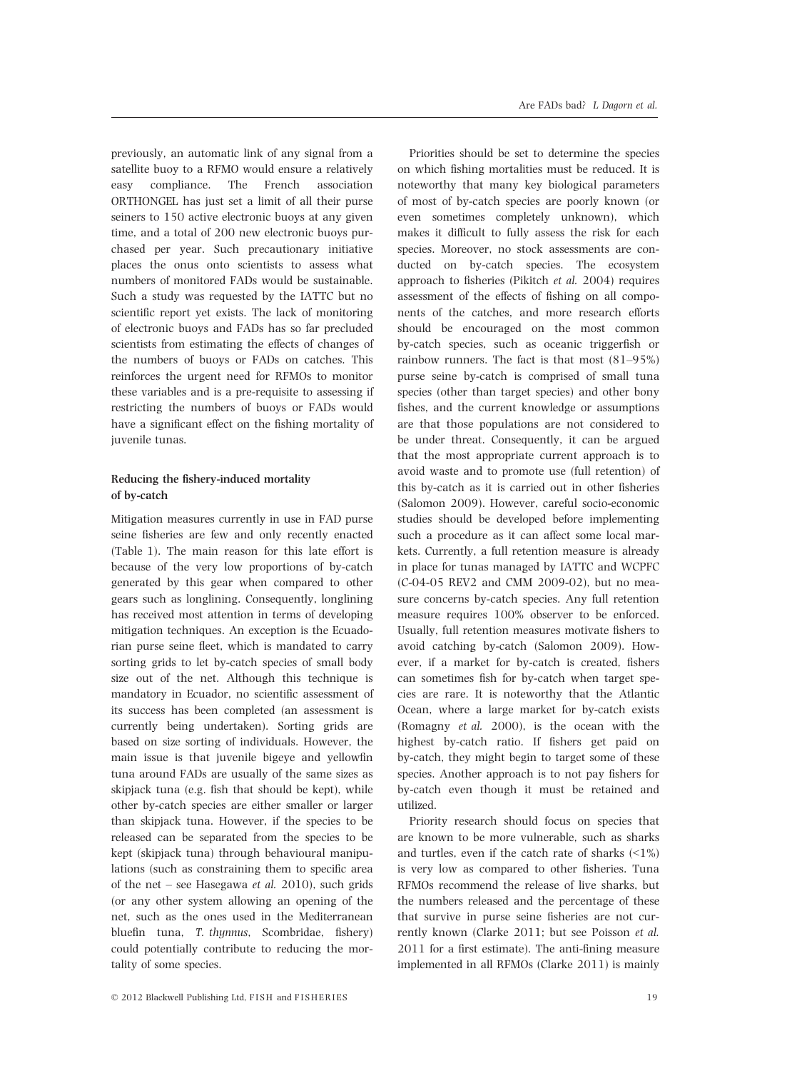previously, an automatic link of any signal from a satellite buoy to a RFMO would ensure a relatively easy compliance. The French association ORTHONGEL has just set a limit of all their purse seiners to 150 active electronic buoys at any given time, and a total of 200 new electronic buoys purchased per year. Such precautionary initiative places the onus onto scientists to assess what numbers of monitored FADs would be sustainable. Such a study was requested by the IATTC but no scientific report yet exists. The lack of monitoring of electronic buoys and FADs has so far precluded scientists from estimating the effects of changes of the numbers of buoys or FADs on catches. This reinforces the urgent need for RFMOs to monitor these variables and is a pre-requisite to assessing if restricting the numbers of buoys or FADs would have a significant effect on the fishing mortality of juvenile tunas.

### Reducing the fishery-induced mortality of by-catch

Mitigation measures currently in use in FAD purse seine fisheries are few and only recently enacted (Table 1). The main reason for this late effort is because of the very low proportions of by-catch generated by this gear when compared to other gears such as longlining. Consequently, longlining has received most attention in terms of developing mitigation techniques. An exception is the Ecuadorian purse seine fleet, which is mandated to carry sorting grids to let by-catch species of small body size out of the net. Although this technique is mandatory in Ecuador, no scientific assessment of its success has been completed (an assessment is currently being undertaken). Sorting grids are based on size sorting of individuals. However, the main issue is that juvenile bigeye and yellowfin tuna around FADs are usually of the same sizes as skipjack tuna (e.g. fish that should be kept), while other by-catch species are either smaller or larger than skipjack tuna. However, if the species to be released can be separated from the species to be kept (skipjack tuna) through behavioural manipulations (such as constraining them to specific area of the net – see Hasegawa *et al.* 2010), such grids (or any other system allowing an opening of the net, such as the ones used in the Mediterranean bluefin tuna, *T. thynnus*, Scombridae, fishery) could potentially contribute to reducing the mortality of some species.

Priorities should be set to determine the species on which fishing mortalities must be reduced. It is noteworthy that many key biological parameters of most of by-catch species are poorly known (or even sometimes completely unknown), which makes it difficult to fully assess the risk for each species. Moreover, no stock assessments are conducted on by-catch species. The ecosystem approach to fisheries (Pikitch *et al.* 2004) requires assessment of the effects of fishing on all components of the catches, and more research efforts should be encouraged on the most common by-catch species, such as oceanic triggerfish or rainbow runners. The fact is that most (81–95%) purse seine by-catch is comprised of small tuna species (other than target species) and other bony fishes, and the current knowledge or assumptions are that those populations are not considered to be under threat. Consequently, it can be argued that the most appropriate current approach is to avoid waste and to promote use (full retention) of this by-catch as it is carried out in other fisheries (Salomon 2009). However, careful socio-economic studies should be developed before implementing such a procedure as it can affect some local markets. Currently, a full retention measure is already in place for tunas managed by IATTC and WCPFC (C-04-05 REV2 and CMM 2009-02), but no measure concerns by-catch species. Any full retention measure requires 100% observer to be enforced. Usually, full retention measures motivate fishers to avoid catching by-catch (Salomon 2009). However, if a market for by-catch is created, fishers can sometimes fish for by-catch when target species are rare. It is noteworthy that the Atlantic Ocean, where a large market for by-catch exists (Romagny *et al.* 2000), is the ocean with the highest by-catch ratio. If fishers get paid on by-catch, they might begin to target some of these species. Another approach is to not pay fishers for by-catch even though it must be retained and utilized.

Priority research should focus on species that are known to be more vulnerable, such as sharks and turtles, even if the catch rate of sharks (<1%) is very low as compared to other fisheries. Tuna RFMOs recommend the release of live sharks, but the numbers released and the percentage of these that survive in purse seine fisheries are not currently known (Clarke 2011; but see Poisson *et al.* 2011 for a first estimate). The anti-fining measure implemented in all RFMOs (Clarke 2011) is mainly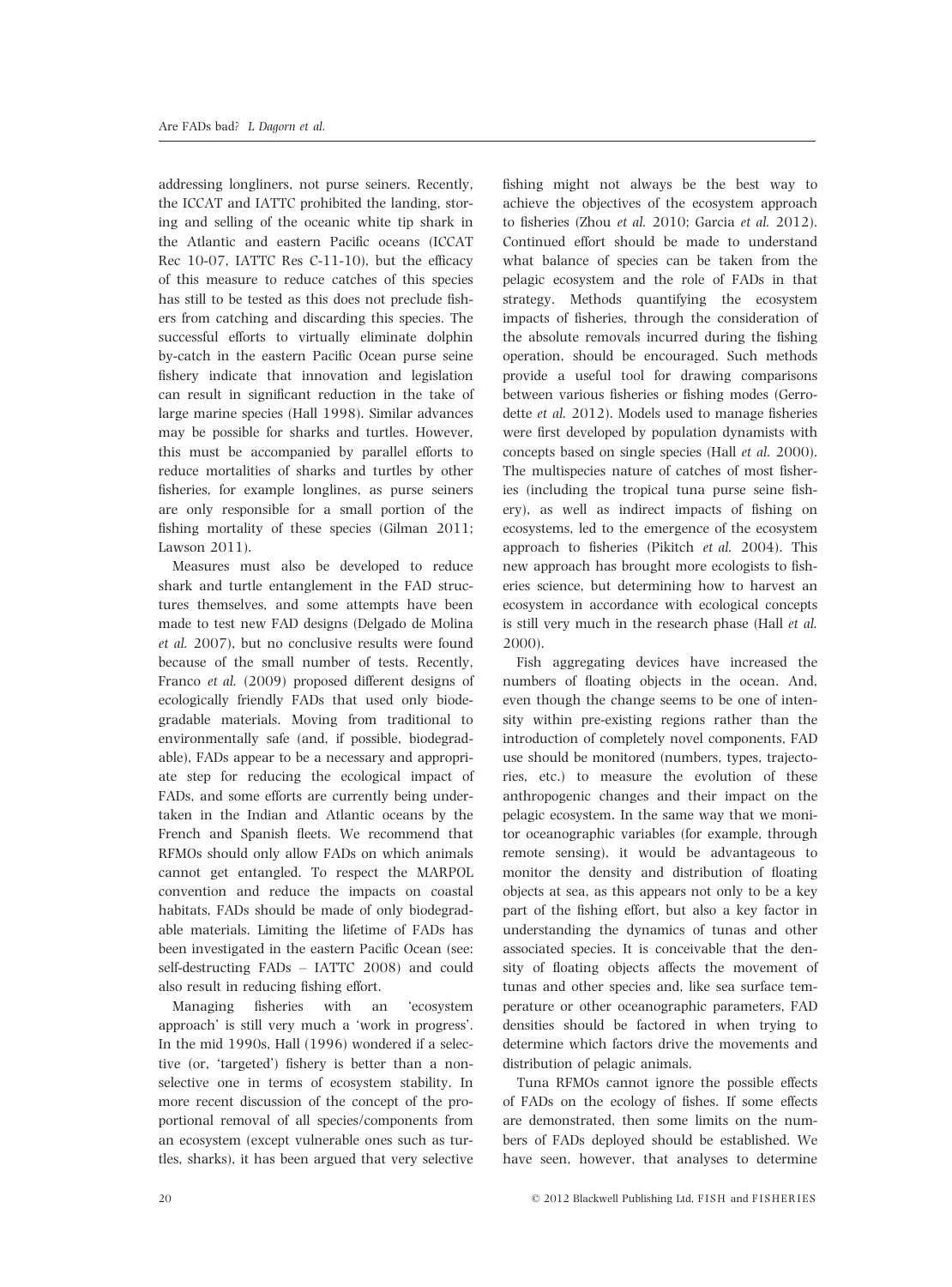addressing longliners, not purse seiners. Recently, the ICCAT and IATTC prohibited the landing, storing and selling of the oceanic white tip shark in the Atlantic and eastern Pacific oceans (ICCAT Rec 10-07, IATTC Res C-11-10), but the efficacy of this measure to reduce catches of this species has still to be tested as this does not preclude fishers from catching and discarding this species. The successful efforts to virtually eliminate dolphin by-catch in the eastern Pacific Ocean purse seine fishery indicate that innovation and legislation can result in significant reduction in the take of large marine species (Hall 1998). Similar advances may be possible for sharks and turtles. However, this must be accompanied by parallel efforts to reduce mortalities of sharks and turtles by other fisheries, for example longlines, as purse seiners are only responsible for a small portion of the fishing mortality of these species (Gilman 2011; Lawson 2011).

Measures must also be developed to reduce shark and turtle entanglement in the FAD structures themselves, and some attempts have been made to test new FAD designs (Delgado de Molina *et al.* 2007), but no conclusive results were found because of the small number of tests. Recently, Franco *et al.* (2009) proposed different designs of ecologically friendly FADs that used only biodegradable materials. Moving from traditional to environmentally safe (and, if possible, biodegradable), FADs appear to be a necessary and appropriate step for reducing the ecological impact of FADs, and some efforts are currently being undertaken in the Indian and Atlantic oceans by the French and Spanish fleets. We recommend that RFMOs should only allow FADs on which animals cannot get entangled. To respect the MARPOL convention and reduce the impacts on coastal habitats, FADs should be made of only biodegradable materials. Limiting the lifetime of FADs has been investigated in the eastern Pacific Ocean (see: self-destructing FADs – IATTC 2008) and could also result in reducing fishing effort.

Managing fisheries with an 'ecosystem approach' is still very much a 'work in progress'. In the mid 1990s, Hall (1996) wondered if a selective (or, 'targeted') fishery is better than a nonselective one in terms of ecosystem stability. In more recent discussion of the concept of the proportional removal of all species/components from an ecosystem (except vulnerable ones such as turtles, sharks), it has been argued that very selective fishing might not always be the best way to achieve the objectives of the ecosystem approach to fisheries (Zhou *et al.* 2010; Garcia *et al.* 2012). Continued effort should be made to understand what balance of species can be taken from the pelagic ecosystem and the role of FADs in that strategy. Methods quantifying the ecosystem impacts of fisheries, through the consideration of the absolute removals incurred during the fishing operation, should be encouraged. Such methods provide a useful tool for drawing comparisons between various fisheries or fishing modes (Gerrodette *et al.* 2012). Models used to manage fisheries were first developed by population dynamists with concepts based on single species (Hall *et al.* 2000). The multispecies nature of catches of most fisheries (including the tropical tuna purse seine fishery), as well as indirect impacts of fishing on ecosystems, led to the emergence of the ecosystem approach to fisheries (Pikitch *et al.* 2004). This new approach has brought more ecologists to fisheries science, but determining how to harvest an ecosystem in accordance with ecological concepts is still very much in the research phase (Hall *et al.* 2000).

Fish aggregating devices have increased the numbers of floating objects in the ocean. And, even though the change seems to be one of intensity within pre-existing regions rather than the introduction of completely novel components, FAD use should be monitored (numbers, types, trajectories, etc.) to measure the evolution of these anthropogenic changes and their impact on the pelagic ecosystem. In the same way that we monitor oceanographic variables (for example, through remote sensing), it would be advantageous to monitor the density and distribution of floating objects at sea, as this appears not only to be a key part of the fishing effort, but also a key factor in understanding the dynamics of tunas and other associated species. It is conceivable that the density of floating objects affects the movement of tunas and other species and, like sea surface temperature or other oceanographic parameters, FAD densities should be factored in when trying to determine which factors drive the movements and distribution of pelagic animals.

Tuna RFMOs cannot ignore the possible effects of FADs on the ecology of fishes. If some effects are demonstrated, then some limits on the numbers of FADs deployed should be established. We have seen, however, that analyses to determine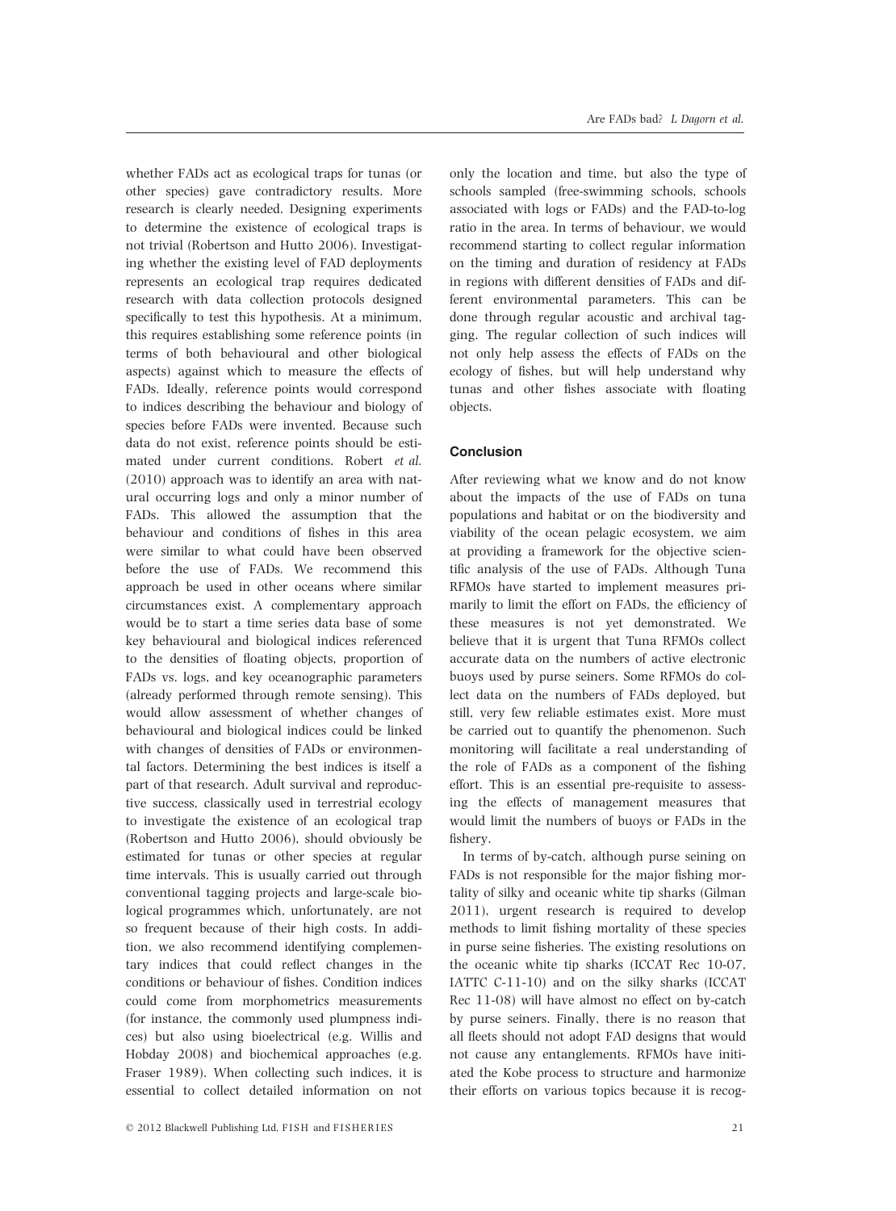whether FADs act as ecological traps for tunas (or other species) gave contradictory results. More research is clearly needed. Designing experiments to determine the existence of ecological traps is not trivial (Robertson and Hutto 2006). Investigating whether the existing level of FAD deployments represents an ecological trap requires dedicated research with data collection protocols designed specifically to test this hypothesis. At a minimum, this requires establishing some reference points (in terms of both behavioural and other biological aspects) against which to measure the effects of FADs. Ideally, reference points would correspond to indices describing the behaviour and biology of species before FADs were invented. Because such data do not exist, reference points should be estimated under current conditions. Robert *et al.* (2010) approach was to identify an area with natural occurring logs and only a minor number of FADs. This allowed the assumption that the behaviour and conditions of fishes in this area were similar to what could have been observed before the use of FADs. We recommend this approach be used in other oceans where similar circumstances exist. A complementary approach would be to start a time series data base of some key behavioural and biological indices referenced to the densities of floating objects, proportion of FADs vs. logs, and key oceanographic parameters (already performed through remote sensing). This would allow assessment of whether changes of behavioural and biological indices could be linked with changes of densities of FADs or environmental factors. Determining the best indices is itself a part of that research. Adult survival and reproductive success, classically used in terrestrial ecology to investigate the existence of an ecological trap (Robertson and Hutto 2006), should obviously be estimated for tunas or other species at regular time intervals. This is usually carried out through conventional tagging projects and large-scale biological programmes which, unfortunately, are not so frequent because of their high costs. In addition, we also recommend identifying complementary indices that could reflect changes in the conditions or behaviour of fishes. Condition indices could come from morphometrics measurements (for instance, the commonly used plumpness indices) but also using bioelectrical (e.g. Willis and Hobday 2008) and biochemical approaches (e.g. Fraser 1989). When collecting such indices, it is essential to collect detailed information on not only the location and time, but also the type of schools sampled (free-swimming schools, schools associated with logs or FADs) and the FAD-to-log ratio in the area. In terms of behaviour, we would recommend starting to collect regular information on the timing and duration of residency at FADs in regions with different densities of FADs and different environmental parameters. This can be done through regular acoustic and archival tagging. The regular collection of such indices will not only help assess the effects of FADs on the ecology of fishes, but will help understand why tunas and other fishes associate with floating objects.

## Conclusion

After reviewing what we know and do not know about the impacts of the use of FADs on tuna populations and habitat or on the biodiversity and viability of the ocean pelagic ecosystem, we aim at providing a framework for the objective scientific analysis of the use of FADs. Although Tuna RFMOs have started to implement measures primarily to limit the effort on FADs, the efficiency of these measures is not yet demonstrated. We believe that it is urgent that Tuna RFMOs collect accurate data on the numbers of active electronic buoys used by purse seiners. Some RFMOs do collect data on the numbers of FADs deployed, but still, very few reliable estimates exist. More must be carried out to quantify the phenomenon. Such monitoring will facilitate a real understanding of the role of FADs as a component of the fishing effort. This is an essential pre-requisite to assessing the effects of management measures that would limit the numbers of buoys or FADs in the fishery.

In terms of by-catch, although purse seining on FADs is not responsible for the major fishing mortality of silky and oceanic white tip sharks (Gilman 2011), urgent research is required to develop methods to limit fishing mortality of these species in purse seine fisheries. The existing resolutions on the oceanic white tip sharks (ICCAT Rec 10-07, IATTC C-11-10) and on the silky sharks (ICCAT Rec 11-08) will have almost no effect on by-catch by purse seiners. Finally, there is no reason that all fleets should not adopt FAD designs that would not cause any entanglements. RFMOs have initiated the Kobe process to structure and harmonize their efforts on various topics because it is recog-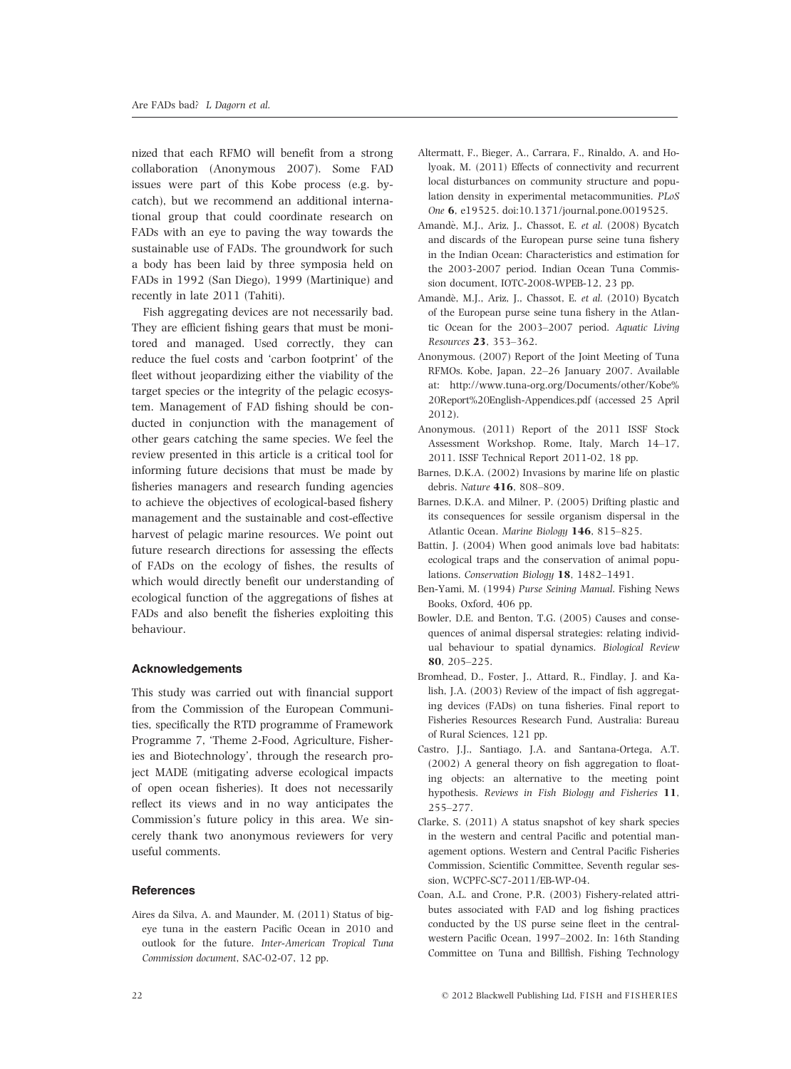nized that each RFMO will benefit from a strong collaboration (Anonymous 2007). Some FAD issues were part of this Kobe process (e.g. bycatch), but we recommend an additional international group that could coordinate research on FADs with an eye to paving the way towards the sustainable use of FADs. The groundwork for such a body has been laid by three symposia held on FADs in 1992 (San Diego), 1999 (Martinique) and recently in late 2011 (Tahiti).

Fish aggregating devices are not necessarily bad. They are efficient fishing gears that must be monitored and managed. Used correctly, they can reduce the fuel costs and 'carbon footprint' of the fleet without jeopardizing either the viability of the target species or the integrity of the pelagic ecosystem. Management of FAD fishing should be conducted in conjunction with the management of other gears catching the same species. We feel the review presented in this article is a critical tool for informing future decisions that must be made by fisheries managers and research funding agencies to achieve the objectives of ecological-based fishery management and the sustainable and cost-effective harvest of pelagic marine resources. We point out future research directions for assessing the effects of FADs on the ecology of fishes, the results of which would directly benefit our understanding of ecological function of the aggregations of fishes at FADs and also benefit the fisheries exploiting this behaviour.

## Acknowledgements

This study was carried out with financial support from the Commission of the European Communities, specifically the RTD programme of Framework Programme 7, 'Theme 2-Food, Agriculture, Fisheries and Biotechnology', through the research project MADE (mitigating adverse ecological impacts of open ocean fisheries). It does not necessarily reflect its views and in no way anticipates the Commission's future policy in this area. We sincerely thank two anonymous reviewers for very useful comments.

## References

Aires da Silva, A. and Maunder, M. (2011) Status of bigeye tuna in the eastern Pacific Ocean in 2010 and outlook for the future. *Inter-American Tropical Tuna Commission document*, SAC-02-07, 12 pp.

Altermatt, F., Bieger, A., Carrara, F., Rinaldo, A. and Holyoak, M. (2011) Effects of connectivity and recurrent local disturbances on community structure and population density in experimental metacommunities. *PLoS One* **6**, e19525. doi:10.1371/journal.pone.0019525.

Amandè, M.J., Ariz, J., Chassot, E. *et al.* (2008) Bycatch and discards of the European purse seine tuna fishery in the Indian Ocean: Characteristics and estimation for the 2003-2007 period. Indian Ocean Tuna Commission document, IOTC-2008-WPEB-12, 23 pp.

Amandè, M.J., Ariz, J., Chassot, E. *et al.* (2010) Bycatch of the European purse seine tuna fishery in the Atlantic Ocean for the 2003–2007 period. *Aquatic Living Resources* **23**, 353–362.

Anonymous. (2007) Report of the Joint Meeting of Tuna RFMOs. Kobe, Japan, 22–26 January 2007. Available at: http://www.tuna-org.org/Documents/other/Kobe%20Report%20English-Appendices.pdf (accessed 25 April 2012).

Anonymous. (2011) Report of the 2011 ISSF Stock Assessment Workshop. Rome, Italy, March 14–17, 2011. ISSF Technical Report 2011-02, 18 pp.

Barnes, D.K.A. (2002) Invasions by marine life on plastic debris. *Nature* **416**, 808–809.

Barnes, D.K.A. and Milner, P. (2005) Drifting plastic and its consequences for sessile organism dispersal in the Atlantic Ocean. *Marine Biology* **146**, 815–825.

Battin, J. (2004) When good animals love bad habitats: ecological traps and the conservation of animal populations. *Conservation Biology* **18**, 1482–1491.

Ben-Yami, M. (1994) *Purse Seining Manual*. Fishing News Books, Oxford, 406 pp.

Bowler, D.E. and Benton, T.G. (2005) Causes and consequences of animal dispersal strategies: relating individual behaviour to spatial dynamics. *Biological Review* **80**, 205–225.

Bromhead, D., Foster, J., Attard, R., Findlay, J. and Kalish, J.A. (2003) Review of the impact of fish aggregating devices (FADs) on tuna fisheries. Final report to Fisheries Resources Research Fund, Australia: Bureau of Rural Sciences, 121 pp.

Castro, J.J., Santiago, J.A. and Santana-Ortega, A.T. (2002) A general theory on fish aggregation to floating objects: an alternative to the meeting point hypothesis. *Reviews in Fish Biology and Fisheries* **11**, 255–277.

Clarke, S. (2011) A status snapshot of key shark species in the western and central Pacific and potential management options. Western and Central Pacific Fisheries Commission, Scientific Committee, Seventh regular session, WCPFC-SC7-2011/EB-WP-04.

Coan, A.L. and Crone, P.R. (2003) Fishery-related attributes associated with FAD and log fishing practices conducted by the US purse seine fleet in the central-western Pacific Ocean, 1997–2002. In: 16th Standing Committee on Tuna and Billfish, Fishing Technology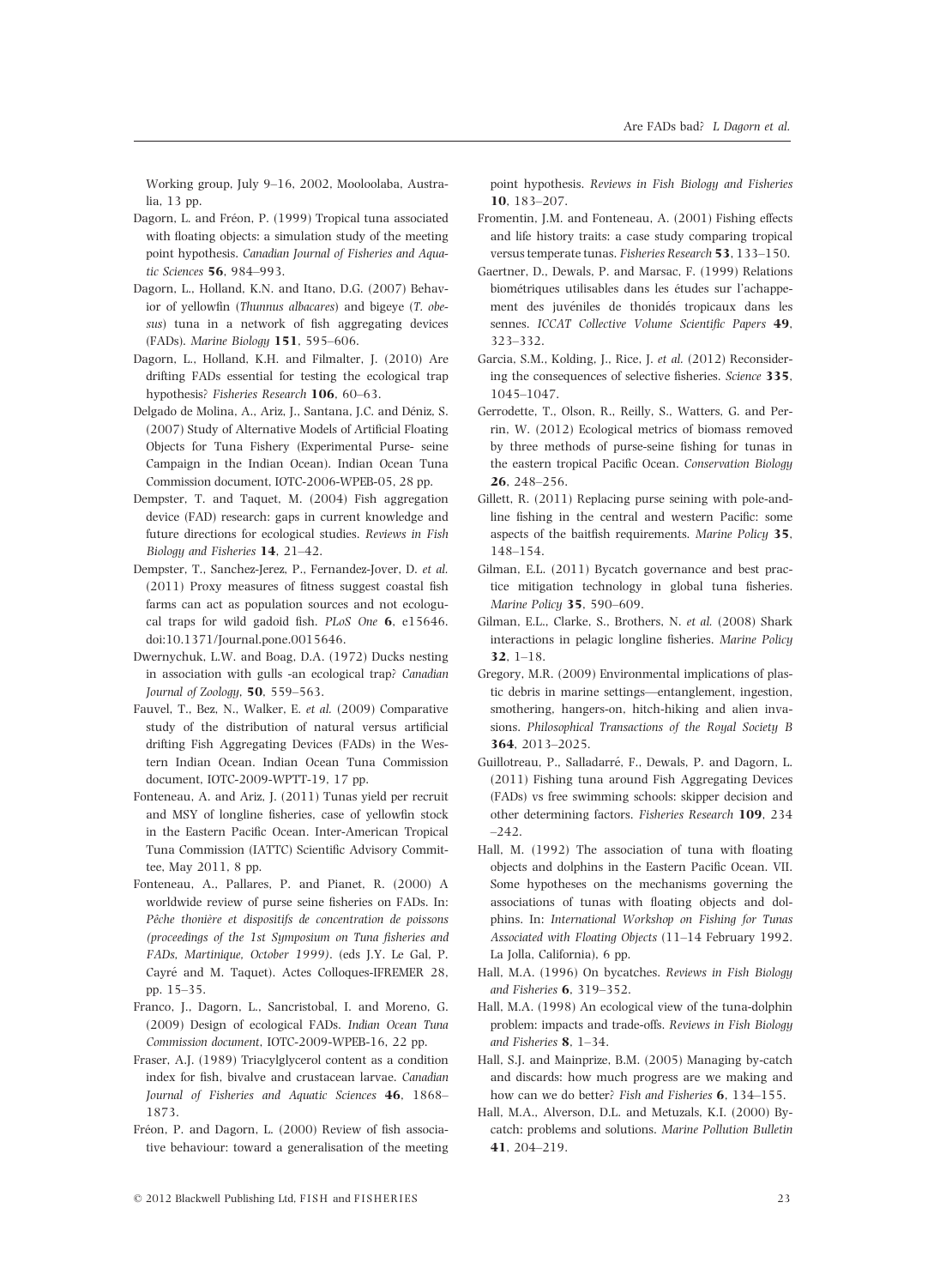Working group, July 9–16, 2002, Mooloolaba, Australia, 13 pp.

Dagorn, L. and Fréon, P. (1999) Tropical tuna associated with floating objects: a simulation study of the meeting point hypothesis. *Canadian Journal of Fisheries and Aquatic Sciences* **56**, 984–993.

Dagorn, L., Holland, K.N. and Itano, D.G. (2007) Behavior of yellowfin (*Thunnus albacares*) and bigeye (*T. obesus*) tuna in a network of fish aggregating devices (FADs). *Marine Biology* **151**, 595–606.

Dagorn, L., Holland, K.H. and Filmalter, J. (2010) Are drifting FADs essential for testing the ecological trap hypothesis? *Fisheries Research* **106**, 60–63.

Delgado de Molina, A., Ariz, J., Santana, J.C. and Déniz, S. (2007) Study of Alternative Models of Artificial Floating Objects for Tuna Fishery (Experimental Purse- seine Campaign in the Indian Ocean). Indian Ocean Tuna Commission document, IOTC-2006-WPEB-05, 28 pp.

Dempster, T. and Taquet, M. (2004) Fish aggregation device (FAD) research: gaps in current knowledge and future directions for ecological studies. *Reviews in Fish Biology and Fisheries* **14**, 21–42.

Dempster, T., Sanchez-Jerez, P., Fernandez-Jover, D. *et al.* (2011) Proxy measures of fitness suggest coastal fish farms can act as population sources and not ecological traps for wild gadoid fish. *PLoS One* **6**, e15646. doi:10.1371/Journal.pone.0015646.

Dwernychuk, L.W. and Boag, D.A. (1972) Ducks nesting in association with gulls -an ecological trap? *Canadian Journal of Zoology*, **50**, 559–563.

Fauvel, T., Bez, N., Walker, E. *et al.* (2009) Comparative study of the distribution of natural versus artificial drifting Fish Aggregating Devices (FADs) in the Western Indian Ocean. Indian Ocean Tuna Commission document, IOTC-2009-WPTT-19, 17 pp.

Fonteneau, A. and Ariz, J. (2011) Tunas yield per recruit and MSY of longline fisheries, case of yellowfin stock in the Eastern Pacific Ocean. Inter-American Tropical Tuna Commission (IATTC) Scientific Advisory Committee, May 2011, 8 pp.

Fonteneau, A., Pallares, P. and Pianet, R. (2000) A worldwide review of purse seine fisheries on FADs. In: *Pêche thonière et dispositifs de concentration de poissons (proceedings of the 1st Symposium on Tuna fisheries and FADs, Martinique, October 1999)*. (eds J.Y. Le Gal, P. Cayré and M. Taquet). Actes Colloques-IFREMER 28, pp. 15–35.

Franco, J., Dagorn, L., Sancristobal, I. and Moreno, G. (2009) Design of ecological FADs. *Indian Ocean Tuna Commission document*, IOTC-2009-WPEB-16, 22 pp.

Fraser, A.J. (1989) Triacylglycerol content as a condition index for fish, bivalve and crustacean larvae. *Canadian Journal of Fisheries and Aquatic Sciences* **46**, 1868–1873.

Fréon, P. and Dagorn, L. (2000) Review of fish associative behaviour: toward a generalisation of the meeting point hypothesis. *Reviews in Fish Biology and Fisheries* **10**, 183–207.

Fromentin, J.M. and Fonteneau, A. (2001) Fishing effects and life history traits: a case study comparing tropical versus temperate tunas. *Fisheries Research* **53**, 133–150.

Gaertner, D., Dewals, P. and Marsac, F. (1999) Relations biométriques utilisables dans les études sur l'achappement des juvéniles de thonidés tropicaux dans les sennes. *ICCAT Collective Volume Scientific Papers* **49**, 323–332.

Garcia, S.M., Kolding, J., Rice, J. *et al.* (2012) Reconsidering the consequences of selective fisheries. *Science* **335**, 1045–1047.

Gerrodette, T., Olson, R., Reilly, S., Watters, G. and Perrin, W. (2012) Ecological metrics of biomass removed by three methods of purse-seine fishing for tunas in the eastern tropical Pacific Ocean. *Conservation Biology* **26**, 248–256.

Gillett, R. (2011) Replacing purse seining with pole-and-line fishing in the central and western Pacific: some aspects of the baitfish requirements. *Marine Policy* **35**, 148–154.

Gilman, E.L. (2011) Bycatch governance and best practice mitigation technology in global tuna fisheries. *Marine Policy* **35**, 590–609.

Gilman, E.L., Clarke, S., Brothers, N. *et al.* (2008) Shark interactions in pelagic longline fisheries. *Marine Policy* **32**, 1–18.

Gregory, M.R. (2009) Environmental implications of plastic debris in marine settings—entanglement, ingestion, smothering, hangers-on, hitch-hiking and alien invasions. *Philosophical Transactions of the Royal Society B* **364**, 2013–2025.

Guillotreau, P., Salladarré, F., Dewals, P. and Dagorn, L. (2011) Fishing tuna around Fish Aggregating Devices (FADs) vs free swimming schools: skipper decision and other determining factors. *Fisheries Research* **109**, 234–242.

Hall, M. (1992) The association of tuna with floating objects and dolphins in the Eastern Pacific Ocean. VII. Some hypotheses on the mechanisms governing the associations of tunas with floating objects and dolphins. In: *International Workshop on Fishing for Tunas Associated with Floating Objects* (11–14 February 1992. La Jolla, California), 6 pp.

Hall, M.A. (1996) On bycatches. *Reviews in Fish Biology and Fisheries* **6**, 319–352.

Hall, M.A. (1998) An ecological view of the tuna-dolphin problem: impacts and trade-offs. *Reviews in Fish Biology and Fisheries* **8**, 1–34.

Hall, S.J. and Mainprize, B.M. (2005) Managing by-catch and discards: how much progress are we making and how can we do better? *Fish and Fisheries* **6**, 134–155.

Hall, M.A., Alverson, D.L. and Metuzals, K.I. (2000) By-catch: problems and solutions. *Marine Pollution Bulletin* **41**, 204–219.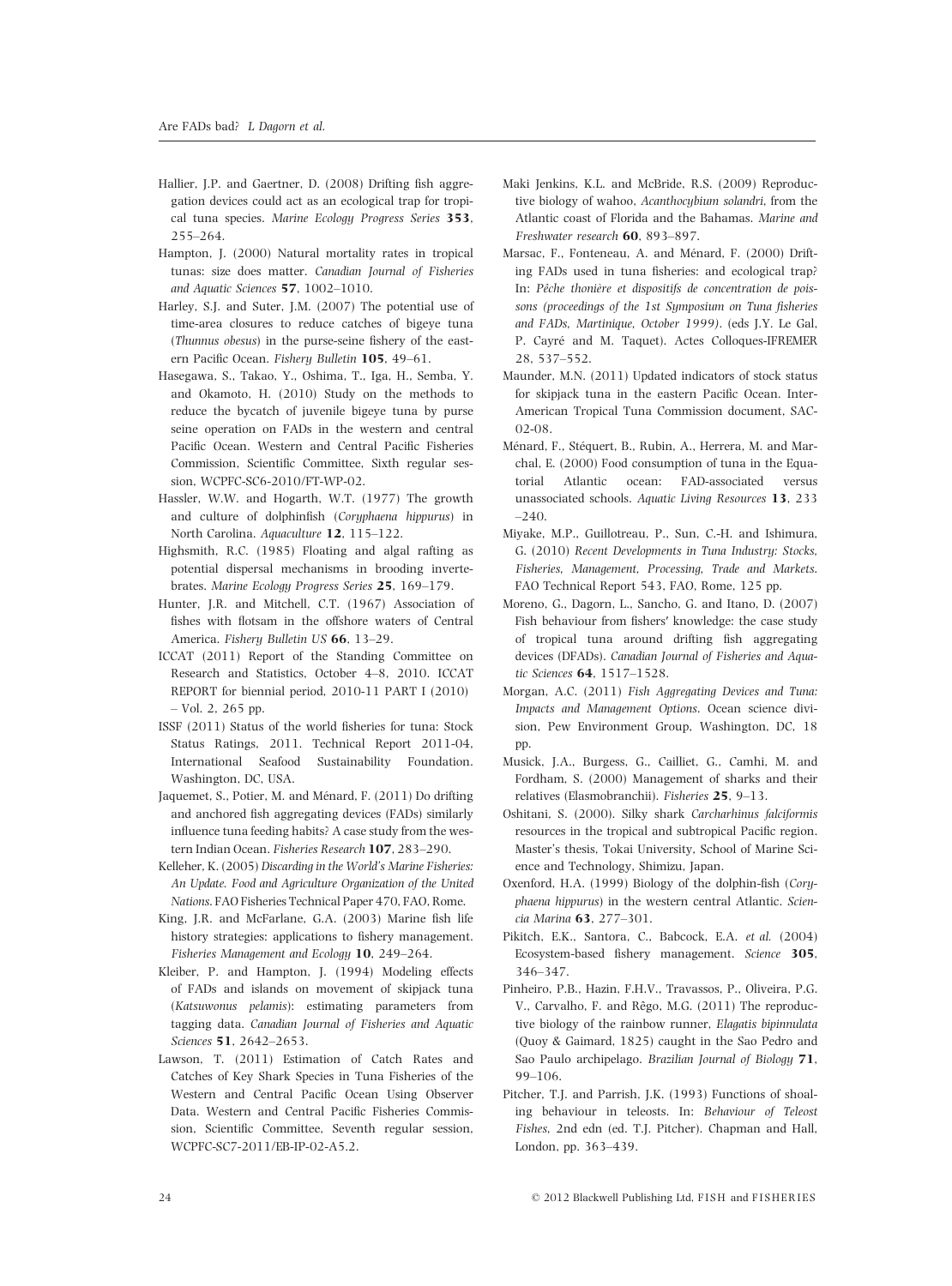Hallier, J.P. and Gaertner, D. (2008) Drifting fish aggregation devices could act as an ecological trap for tropical tuna species. *Marine Ecology Progress Series* **353**, 255–264.

Hampton, J. (2000) Natural mortality rates in tropical tunas: size does matter. *Canadian Journal of Fisheries and Aquatic Sciences* **57**, 1002–1010.

Harley, S.J. and Suter, J.M. (2007) The potential use of time-area closures to reduce catches of bigeye tuna (*Thunnus obesus*) in the purse-seine fishery of the eastern Pacific Ocean. *Fishery Bulletin* **105**, 49–61.

Hasegawa, S., Takao, Y., Oshima, T., Iga, H., Semba, Y. and Okamoto, H. (2010) Study on the methods to reduce the bycatch of juvenile bigeye tuna by purse seine operation on FADs in the western and central Pacific Ocean. Western and Central Pacific Fisheries Commission, Scientific Committee, Sixth regular session, WCPFC-SC6-2010/FT-WP-02.

Hassler, W.W. and Hogarth, W.T. (1977) The growth and culture of dolphinfish (*Coryphaena hippurus*) in North Carolina. *Aquaculture* **12**, 115–122.

Highsmith, R.C. (1985) Floating and algal rafting as potential dispersal mechanisms in brooding invertebrates. *Marine Ecology Progress Series* **25**, 169–179.

Hunter, J.R. and Mitchell, C.T. (1967) Association of fishes with flotsam in the offshore waters of Central America. *Fishery Bulletin US* **66**, 13–29.

ICCAT (2011) Report of the Standing Committee on Research and Statistics, October 4–8, 2010. ICCAT REPORT for biennial period, 2010-11 PART I (2010) – Vol. 2, 265 pp.

ISSF (2011) Status of the world fisheries for tuna: Stock Status Ratings, 2011. Technical Report 2011-04, International Seafood Sustainability Foundation. Washington, DC, USA.

Jaquemet, S., Potier, M. and Ménard, F. (2011) Do drifting and anchored fish aggregating devices (FADs) similarly influence tuna feeding habits? A case study from the western Indian Ocean. *Fisheries Research* **107**, 283–290.

Kelleher, K. (2005) *Discarding in the World's Marine Fisheries: An Update. Food and Agriculture Organization of the United Nations.* FAO Fisheries Technical Paper 470, FAO, Rome.

King, J.R. and McFarlane, G.A. (2003) Marine fish life history strategies: applications to fishery management. *Fisheries Management and Ecology* **10**, 249–264.

Kleiber, P. and Hampton, J. (1994) Modeling effects of FADs and islands on movement of skipjack tuna (*Katsuwonus pelamis*): estimating parameters from tagging data. *Canadian Journal of Fisheries and Aquatic Sciences* **51**, 2642–2653.

Lawson, T. (2011) Estimation of Catch Rates and Catches of Key Shark Species in Tuna Fisheries of the Western and Central Pacific Ocean Using Observer Data. Western and Central Pacific Fisheries Commission, Scientific Committee, Seventh regular session, WCPFC-SC7-2011/EB-IP-02-A5.2.

Maki Jenkins, K.L. and McBride, R.S. (2009) Reproductive biology of wahoo, *Acanthocybium solandri*, from the Atlantic coast of Florida and the Bahamas. *Marine and Freshwater research* **60**, 893–897.

Marsac, F., Fonteneau, A. and Ménard, F. (2000) Drifting FADs used in tuna fisheries: and ecological trap? In: *Pêche thonière et dispositifs de concentration de poissons (proceedings of the 1st Symposium on Tuna fisheries and FADs, Martinique, October 1999)*. (eds J.Y. Le Gal, P. Cayré and M. Taquet). Actes Colloques-IFREMER 28, 537–552.

Maunder, M.N. (2011) Updated indicators of stock status for skipjack tuna in the eastern Pacific Ocean. Inter-American Tropical Tuna Commission document, SAC-02-08.

Ménard, F., Stéquert, B., Rubin, A., Herrera, M. and Marchal, E. (2000) Food consumption of tuna in the Equatorial Atlantic ocean: FAD-associated versus unassociated schools. *Aquatic Living Resources* **13**, 233–240.

Miyake, M.P., Guillotreau, P., Sun, C.-H. and Ishimura, G. (2010) *Recent Developments in Tuna Industry: Stocks, Fisheries, Management, Processing, Trade and Markets.* FAO Technical Report 543, FAO, Rome, 125 pp.

Moreno, G., Dagorn, L., Sancho, G. and Itano, D. (2007) Fish behaviour from fishers' knowledge: the case study of tropical tuna around drifting fish aggregating devices (DFADs). *Canadian Journal of Fisheries and Aquatic Sciences* **64**, 1517–1528.

Morgan, A.C. (2011) *Fish Aggregating Devices and Tuna: Impacts and Management Options.* Ocean science division, Pew Environment Group, Washington, DC, 18 pp.

Musick, J.A., Burgess, G., Cailliet, G., Camhi, M. and Fordham, S. (2000) Management of sharks and their relatives (Elasmobranchii). *Fisheries* **25**, 9–13.

Oshitani, S. (2000). Silky shark *Carcharhinus falciformis* resources in the tropical and subtropical Pacific region. Master's thesis, Tokai University, School of Marine Science and Technology, Shimizu, Japan.

Oxenford, H.A. (1999) Biology of the dolphin-fish (*Coryphaena hippurus*) in the western central Atlantic. *Sciencia Marina* **63**, 277–301.

Pikitch, E.K., Santora, C., Babcock, E.A. *et al.* (2004) Ecosystem-based fishery management. *Science* **305**, 346–347.

Pinheiro, P.B., Hazin, F.H.V., Travassos, P., Oliveira, P.G. V., Carvalho, F. and Rêgo, M.G. (2011) The reproductive biology of the rainbow runner, *Elagatis bipinnulata* (Quoy & Gaimard, 1825) caught in the Sao Pedro and Sao Paulo archipelago. *Brazilian Journal of Biology* **71**, 99–106.

Pitcher, T.J. and Parrish, J.K. (1993) Functions of shoaling behaviour in teleosts. In: *Behaviour of Teleost Fishes*, 2nd edn (ed. T.J. Pitcher). Chapman and Hall, London, pp. 363–439.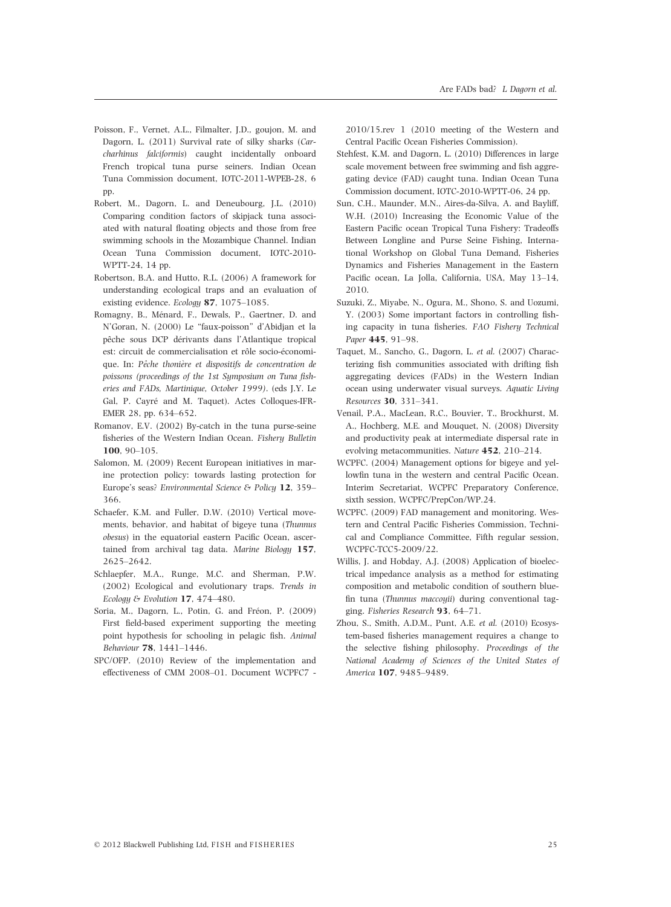Poisson, F., Vernet, A.L., Filmalter, J.D., goujon, M. and Dagorn, L. (2011) Survival rate of silky sharks (*Carcharhinus falciformis*) caught incidentally onboard French tropical tuna purse seiners. Indian Ocean Tuna Commission document, IOTC-2011-WPEB-28, 6 pp.

Robert, M., Dagorn, L. and Deneubourg, J.L. (2010) Comparing condition factors of skipjack tuna associated with natural floating objects and those from free swimming schools in the Mozambique Channel. Indian Ocean Tuna Commission document, IOTC-2010-WPTT-24, 14 pp.

Robertson, B.A. and Hutto, R.L. (2006) A framework for understanding ecological traps and an evaluation of existing evidence. *Ecology* **87**, 1075–1085.

Romagny, B., Ménard, F., Dewals, P., Gaertner, D. and N'Goran, N. (2000) Le "faux-poisson" d'Abidjan et la pêche sous DCP dérivants dans l'Atlantique tropical est: circuit de commercialisation et rôle socio-économique. In: *Pêche thonière et dispositifs de concentration de poissons (proceedings of the 1st Symposium on Tuna fisheries and FADs, Martinique, October 1999)*. (eds J.Y. Le Gal, P. Cayré and M. Taquet). Actes Colloques-IFREMER 28, pp. 634–652.

Romanov, E.V. (2002) By-catch in the tuna purse-seine fisheries of the Western Indian Ocean. *Fishery Bulletin* **100**, 90–105.

Salomon, M. (2009) Recent European initiatives in marine protection policy: towards lasting protection for Europe's seas? *Environmental Science & Policy* **12**, 359–366.

Schaefer, K.M. and Fuller, D.W. (2010) Vertical movements, behavior, and habitat of bigeye tuna (*Thunnus obesus*) in the equatorial eastern Pacific Ocean, ascertained from archival tag data. *Marine Biology* **157**, 2625–2642.

Schlaepfer, M.A., Runge, M.C. and Sherman, P.W. (2002) Ecological and evolutionary traps. *Trends in Ecology & Evolution* **17**, 474–480.

Soria, M., Dagorn, L., Potin, G. and Fréon, P. (2009) First field-based experiment supporting the meeting point hypothesis for schooling in pelagic fish. *Animal Behaviour* **78**, 1441–1446.

SPC/OFP. (2010) Review of the implementation and effectiveness of CMM 2008–01. Document WCPFC7 - 2010/15.rev 1 (2010 meeting of the Western and Central Pacific Ocean Fisheries Commission).

Stehfest, K.M. and Dagorn, L. (2010) Differences in large scale movement between free swimming and fish aggregating device (FAD) caught tuna. Indian Ocean Tuna Commission document, IOTC-2010-WPTT-06, 24 pp.

Sun, C.H., Maunder, M.N., Aires-da-Silva, A. and Bayliff, W.H. (2010) Increasing the Economic Value of the Eastern Pacific ocean Tropical Tuna Fishery: Tradeoffs Between Longline and Purse Seine Fishing, International Workshop on Global Tuna Demand, Fisheries Dynamics and Fisheries Management in the Eastern Pacific ocean, La Jolla, California, USA, May 13–14, 2010.

Suzuki, Z., Miyabe, N., Ogura, M., Shono, S. and Uozumi, Y. (2003) Some important factors in controlling fishing capacity in tuna fisheries. *FAO Fishery Technical Paper* **445**, 91–98.

Taquet, M., Sancho, G., Dagorn, L. *et al.* (2007) Characterizing fish communities associated with drifting fish aggregating devices (FADs) in the Western Indian ocean using underwater visual surveys. *Aquatic Living Resources* **30**, 331–341.

Venail, P.A., MacLean, R.C., Bouvier, T., Brockhurst, M. A., Hochberg, M.E. and Mouquet, N. (2008) Diversity and productivity peak at intermediate dispersal rate in evolving metacommunities. *Nature* **452**, 210–214.

WCPFC. (2004) Management options for bigeye and yellowfin tuna in the western and central Pacific Ocean. Interim Secretariat, WCPFC Preparatory Conference, sixth session, WCPFC/PrepCon/WP.24.

WCPFC. (2009) FAD management and monitoring. Western and Central Pacific Fisheries Commission, Technical and Compliance Committee, Fifth regular session, WCPFC-TCC5-2009/22.

Willis, J. and Hobday, A.J. (2008) Application of bioelectrical impedance analysis as a method for estimating composition and metabolic condition of southern bluefin tuna (*Thunnus maccoyii*) during conventional tagging. *Fisheries Research* **93**, 64–71.

Zhou, S., Smith, A.D.M., Punt, A.E. *et al.* (2010) Ecosystem-based fisheries management requires a change to the selective fishing philosophy. *Proceedings of the National Academy of Sciences of the United States of America* **107**, 9485–9489.